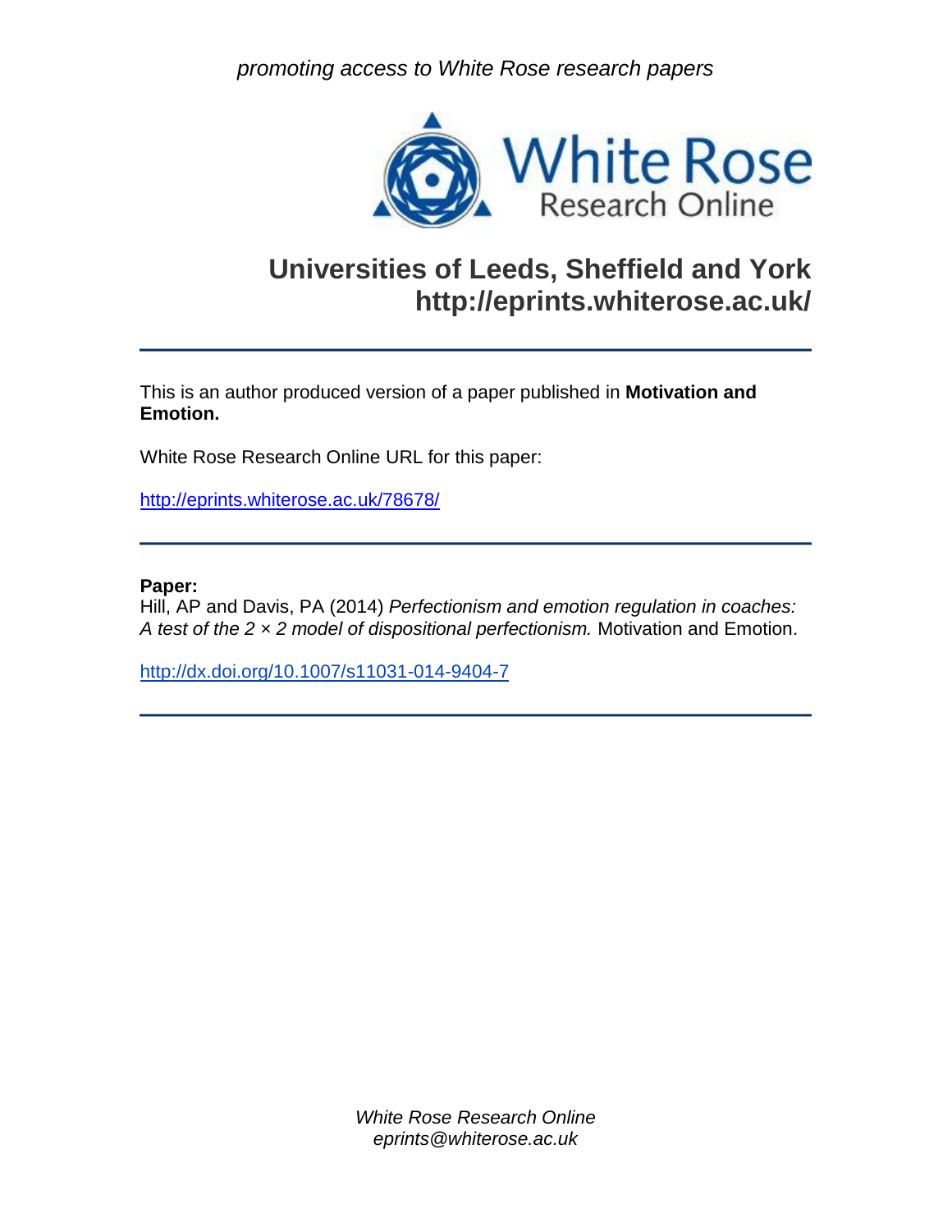*promoting access to White Rose research papers*

White Rose Research Online

# Universities of Leeds, Sheffield and York
# http://eprints.whiterose.ac.uk/

This is an author produced version of a paper published in **Motivation and Emotion.**

White Rose Research Online URL for this paper:

http://eprints.whiterose.ac.uk/78678/

**Paper:**
Hill, AP and Davis, PA (2014) *Perfectionism and emotion regulation in coaches: A test of the 2 × 2 model of dispositional perfectionism.* Motivation and Emotion.

http://dx.doi.org/10.1007/s11031-014-9404-7

*White Rose Research Online*
*eprints@whiterose.ac.uk*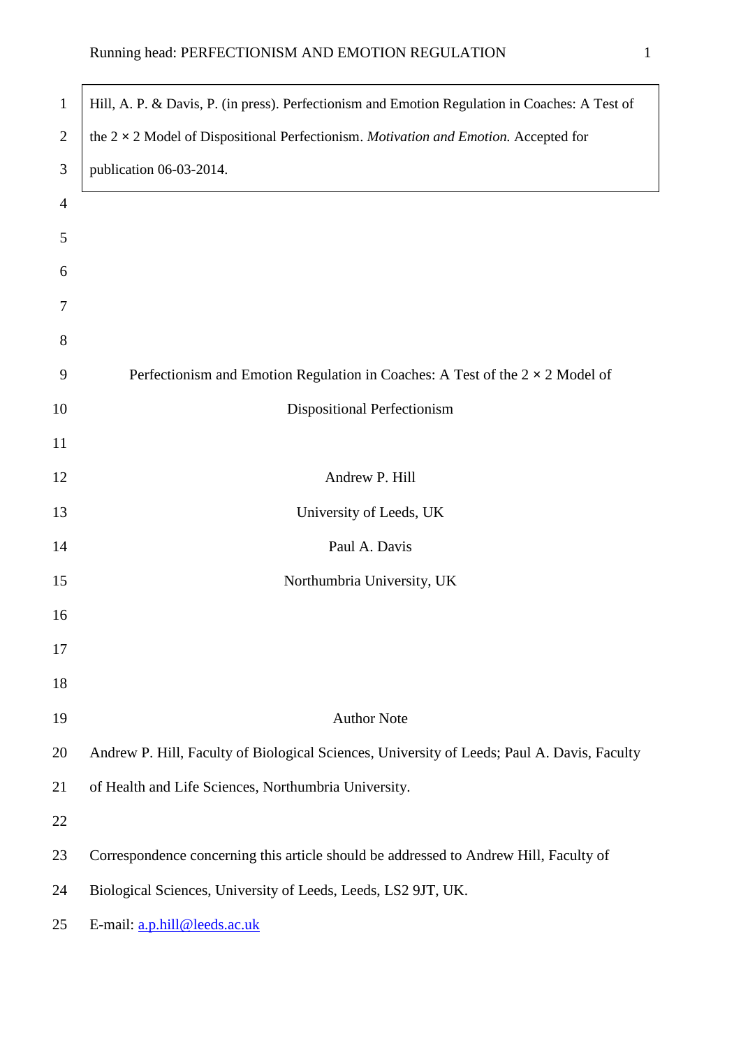Hill, A. P. & Davis, P. (in press). Perfectionism and Emotion Regulation in Coaches: A Test of the 2 × 2 Model of Dispositional Perfectionism. *Motivation and Emotion.* Accepted for publication 06-03-2014.

# Perfectionism and Emotion Regulation in Coaches: A Test of the 2 × 2 Model of Dispositional Perfectionism

Andrew P. Hill

University of Leeds, UK

Paul A. Davis

Northumbria University, UK

## Author Note

Andrew P. Hill, Faculty of Biological Sciences, University of Leeds; Paul A. Davis, Faculty of Health and Life Sciences, Northumbria University.

Correspondence concerning this article should be addressed to Andrew Hill, Faculty of Biological Sciences, University of Leeds, Leeds, LS2 9JT, UK.

E-mail: a.p.hill@leeds.ac.uk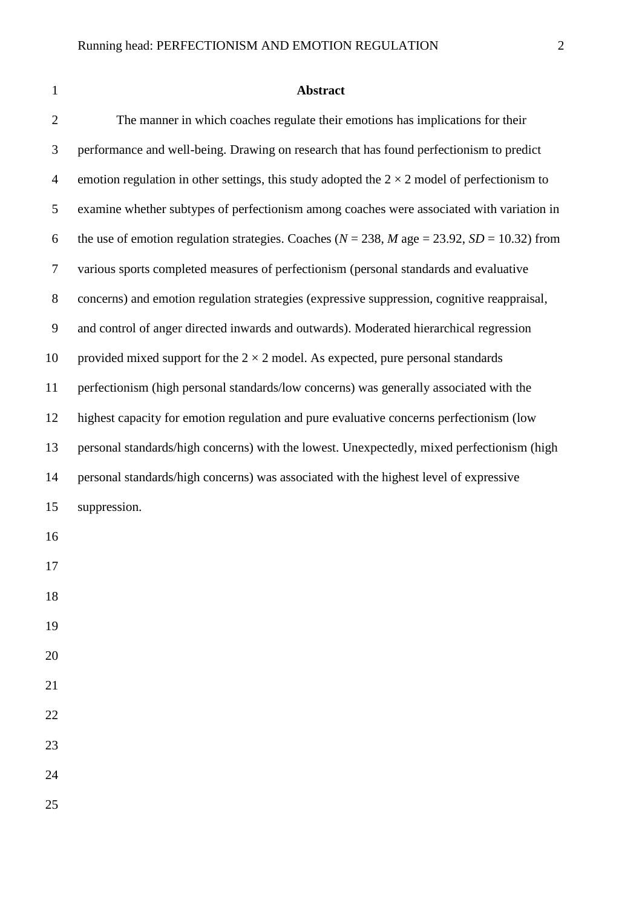# Abstract

The manner in which coaches regulate their emotions has implications for their performance and well-being. Drawing on research that has found perfectionism to predict emotion regulation in other settings, this study adopted the 2 × 2 model of perfectionism to examine whether subtypes of perfectionism among coaches were associated with variation in the use of emotion regulation strategies. Coaches ($N$ = 238, $M$ age = 23.92, $SD$ = 10.32) from various sports completed measures of perfectionism (personal standards and evaluative concerns) and emotion regulation strategies (expressive suppression, cognitive reappraisal, and control of anger directed inwards and outwards). Moderated hierarchical regression provided mixed support for the 2 × 2 model. As expected, pure personal standards perfectionism (high personal standards/low concerns) was generally associated with the highest capacity for emotion regulation and pure evaluative concerns perfectionism (low personal standards/high concerns) with the lowest. Unexpectedly, mixed perfectionism (high personal standards/high concerns) was associated with the highest level of expressive suppression.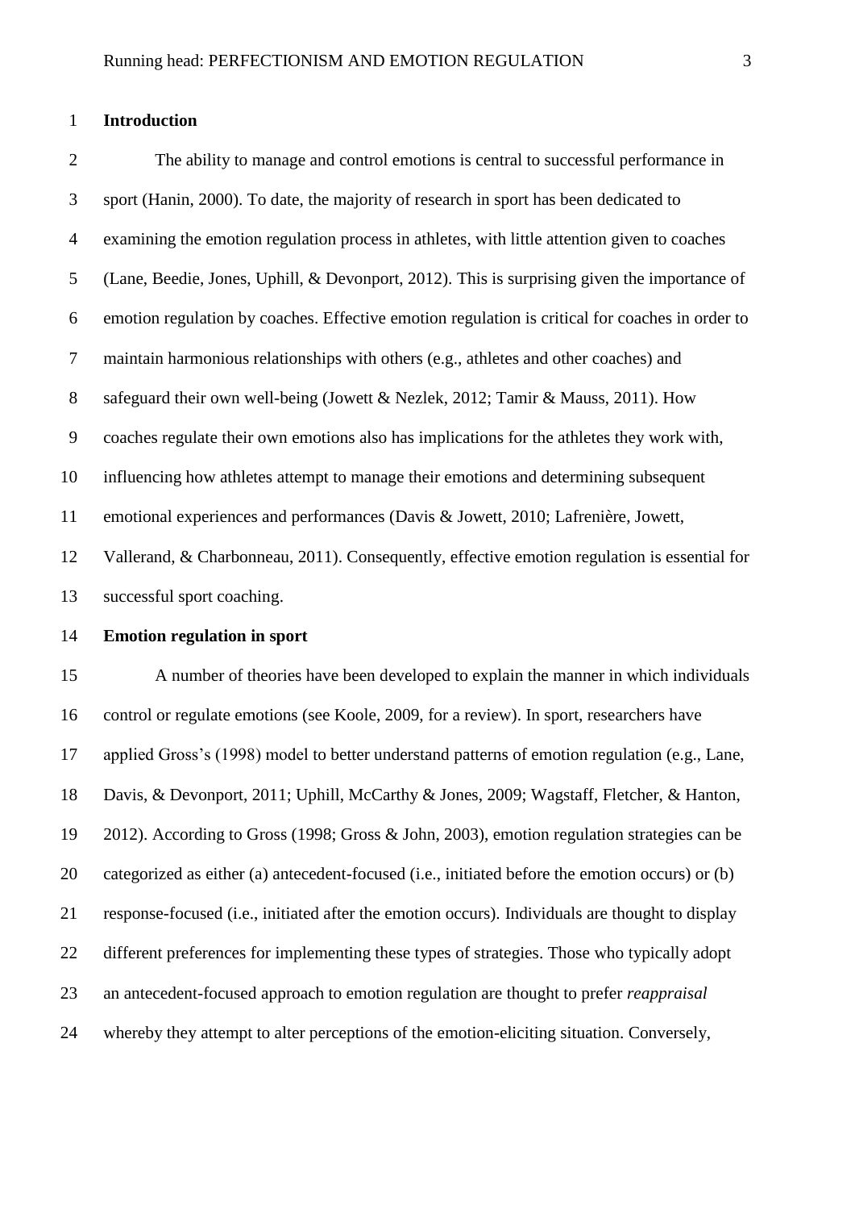## Introduction

The ability to manage and control emotions is central to successful performance in sport (Hanin, 2000). To date, the majority of research in sport has been dedicated to examining the emotion regulation process in athletes, with little attention given to coaches (Lane, Beedie, Jones, Uphill, & Devonport, 2012). This is surprising given the importance of emotion regulation by coaches. Effective emotion regulation is critical for coaches in order to maintain harmonious relationships with others (e.g., athletes and other coaches) and safeguard their own well-being (Jowett & Nezlek, 2012; Tamir & Mauss, 2011). How coaches regulate their own emotions also has implications for the athletes they work with, influencing how athletes attempt to manage their emotions and determining subsequent emotional experiences and performances (Davis & Jowett, 2010; Lafrenière, Jowett, Vallerand, & Charbonneau, 2011). Consequently, effective emotion regulation is essential for successful sport coaching.

### Emotion regulation in sport

A number of theories have been developed to explain the manner in which individuals control or regulate emotions (see Koole, 2009, for a review). In sport, researchers have applied Gross's (1998) model to better understand patterns of emotion regulation (e.g., Lane, Davis, & Devonport, 2011; Uphill, McCarthy & Jones, 2009; Wagstaff, Fletcher, & Hanton, 2012). According to Gross (1998; Gross & John, 2003), emotion regulation strategies can be categorized as either (a) antecedent-focused (i.e., initiated before the emotion occurs) or (b) response-focused (i.e., initiated after the emotion occurs). Individuals are thought to display different preferences for implementing these types of strategies. Those who typically adopt an antecedent-focused approach to emotion regulation are thought to prefer *reappraisal* whereby they attempt to alter perceptions of the emotion-eliciting situation. Conversely,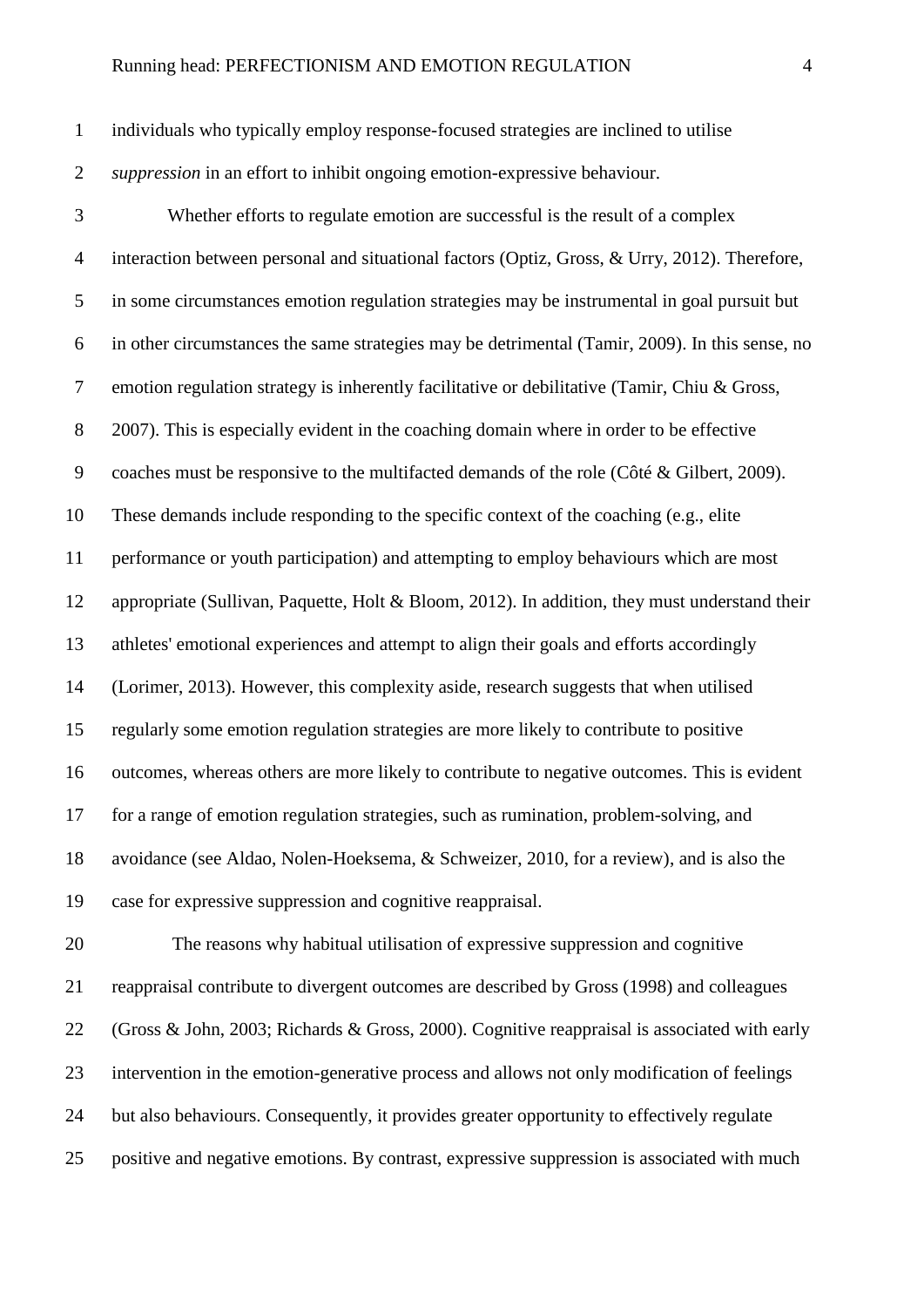individuals who typically employ response-focused strategies are inclined to utilise *suppression* in an effort to inhibit ongoing emotion-expressive behaviour.

Whether efforts to regulate emotion are successful is the result of a complex interaction between personal and situational factors (Optiz, Gross, & Urry, 2012). Therefore, in some circumstances emotion regulation strategies may be instrumental in goal pursuit but in other circumstances the same strategies may be detrimental (Tamir, 2009). In this sense, no emotion regulation strategy is inherently facilitative or debilitative (Tamir, Chiu & Gross, 2007). This is especially evident in the coaching domain where in order to be effective coaches must be responsive to the multifacted demands of the role (Côté & Gilbert, 2009). These demands include responding to the specific context of the coaching (e.g., elite performance or youth participation) and attempting to employ behaviours which are most appropriate (Sullivan, Paquette, Holt & Bloom, 2012). In addition, they must understand their athletes' emotional experiences and attempt to align their goals and efforts accordingly (Lorimer, 2013). However, this complexity aside, research suggests that when utilised regularly some emotion regulation strategies are more likely to contribute to positive outcomes, whereas others are more likely to contribute to negative outcomes. This is evident for a range of emotion regulation strategies, such as rumination, problem-solving, and avoidance (see Aldao, Nolen-Hoeksema, & Schweizer, 2010, for a review), and is also the case for expressive suppression and cognitive reappraisal.

The reasons why habitual utilisation of expressive suppression and cognitive reappraisal contribute to divergent outcomes are described by Gross (1998) and colleagues (Gross & John, 2003; Richards & Gross, 2000). Cognitive reappraisal is associated with early intervention in the emotion-generative process and allows not only modification of feelings but also behaviours. Consequently, it provides greater opportunity to effectively regulate positive and negative emotions. By contrast, expressive suppression is associated with much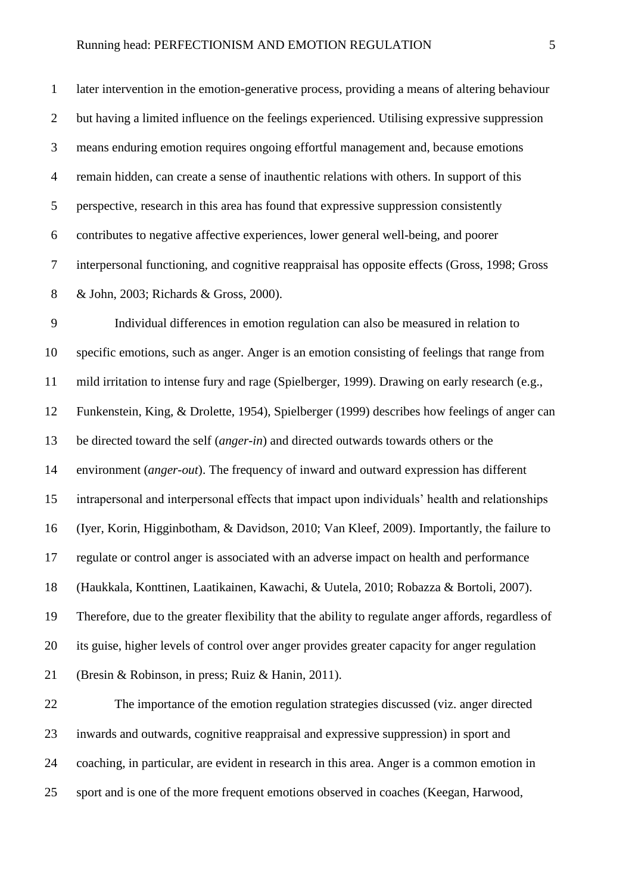later intervention in the emotion-generative process, providing a means of altering behaviour but having a limited influence on the feelings experienced. Utilising expressive suppression means enduring emotion requires ongoing effortful management and, because emotions remain hidden, can create a sense of inauthentic relations with others. In support of this perspective, research in this area has found that expressive suppression consistently contributes to negative affective experiences, lower general well-being, and poorer interpersonal functioning, and cognitive reappraisal has opposite effects (Gross, 1998; Gross & John, 2003; Richards & Gross, 2000).

Individual differences in emotion regulation can also be measured in relation to specific emotions, such as anger. Anger is an emotion consisting of feelings that range from mild irritation to intense fury and rage (Spielberger, 1999). Drawing on early research (e.g., Funkenstein, King, & Drolette, 1954), Spielberger (1999) describes how feelings of anger can be directed toward the self (*anger-in*) and directed outwards towards others or the environment (*anger-out*). The frequency of inward and outward expression has different intrapersonal and interpersonal effects that impact upon individuals' health and relationships (Iyer, Korin, Higginbotham, & Davidson, 2010; Van Kleef, 2009). Importantly, the failure to regulate or control anger is associated with an adverse impact on health and performance (Haukkala, Konttinen, Laatikainen, Kawachi, & Uutela, 2010; Robazza & Bortoli, 2007). Therefore, due to the greater flexibility that the ability to regulate anger affords, regardless of its guise, higher levels of control over anger provides greater capacity for anger regulation (Bresin & Robinson, in press; Ruiz & Hanin, 2011).

The importance of the emotion regulation strategies discussed (viz. anger directed inwards and outwards, cognitive reappraisal and expressive suppression) in sport and coaching, in particular, are evident in research in this area. Anger is a common emotion in sport and is one of the more frequent emotions observed in coaches (Keegan, Harwood,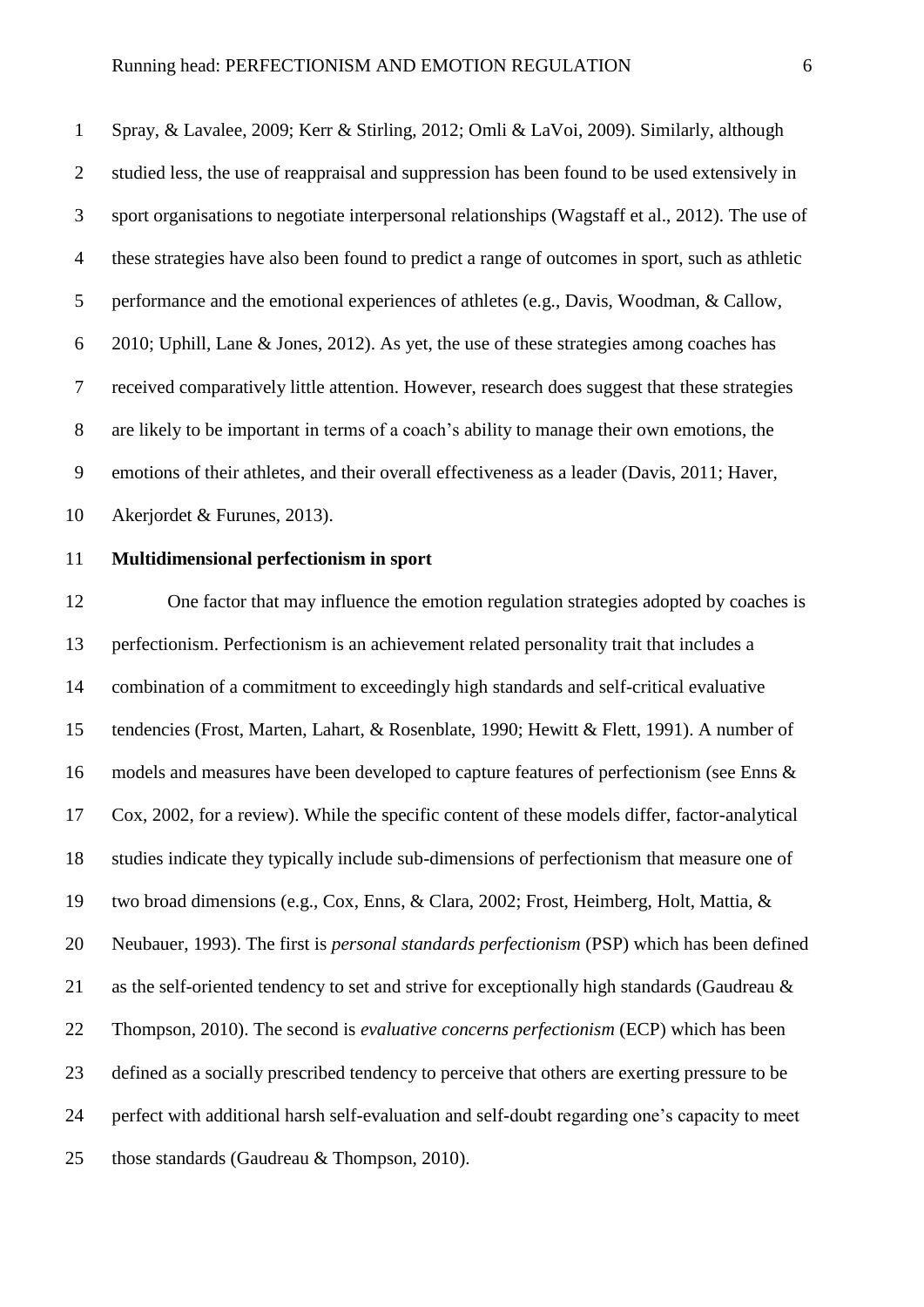Spray, & Lavalee, 2009; Kerr & Stirling, 2012; Omli & LaVoi, 2009). Similarly, although studied less, the use of reappraisal and suppression has been found to be used extensively in sport organisations to negotiate interpersonal relationships (Wagstaff et al., 2012). The use of these strategies have also been found to predict a range of outcomes in sport, such as athletic performance and the emotional experiences of athletes (e.g., Davis, Woodman, & Callow, 2010; Uphill, Lane & Jones, 2012). As yet, the use of these strategies among coaches has received comparatively little attention. However, research does suggest that these strategies are likely to be important in terms of a coach's ability to manage their own emotions, the emotions of their athletes, and their overall effectiveness as a leader (Davis, 2011; Haver, Akerjordet & Furunes, 2013).

**Multidimensional perfectionism in sport**

One factor that may influence the emotion regulation strategies adopted by coaches is perfectionism. Perfectionism is an achievement related personality trait that includes a combination of a commitment to exceedingly high standards and self-critical evaluative tendencies (Frost, Marten, Lahart, & Rosenblate, 1990; Hewitt & Flett, 1991). A number of models and measures have been developed to capture features of perfectionism (see Enns & Cox, 2002, for a review). While the specific content of these models differ, factor-analytical studies indicate they typically include sub-dimensions of perfectionism that measure one of two broad dimensions (e.g., Cox, Enns, & Clara, 2002; Frost, Heimberg, Holt, Mattia, & Neubauer, 1993). The first is *personal standards perfectionism* (PSP) which has been defined as the self-oriented tendency to set and strive for exceptionally high standards (Gaudreau & Thompson, 2010). The second is *evaluative concerns perfectionism* (ECP) which has been defined as a socially prescribed tendency to perceive that others are exerting pressure to be perfect with additional harsh self-evaluation and self-doubt regarding one's capacity to meet those standards (Gaudreau & Thompson, 2010).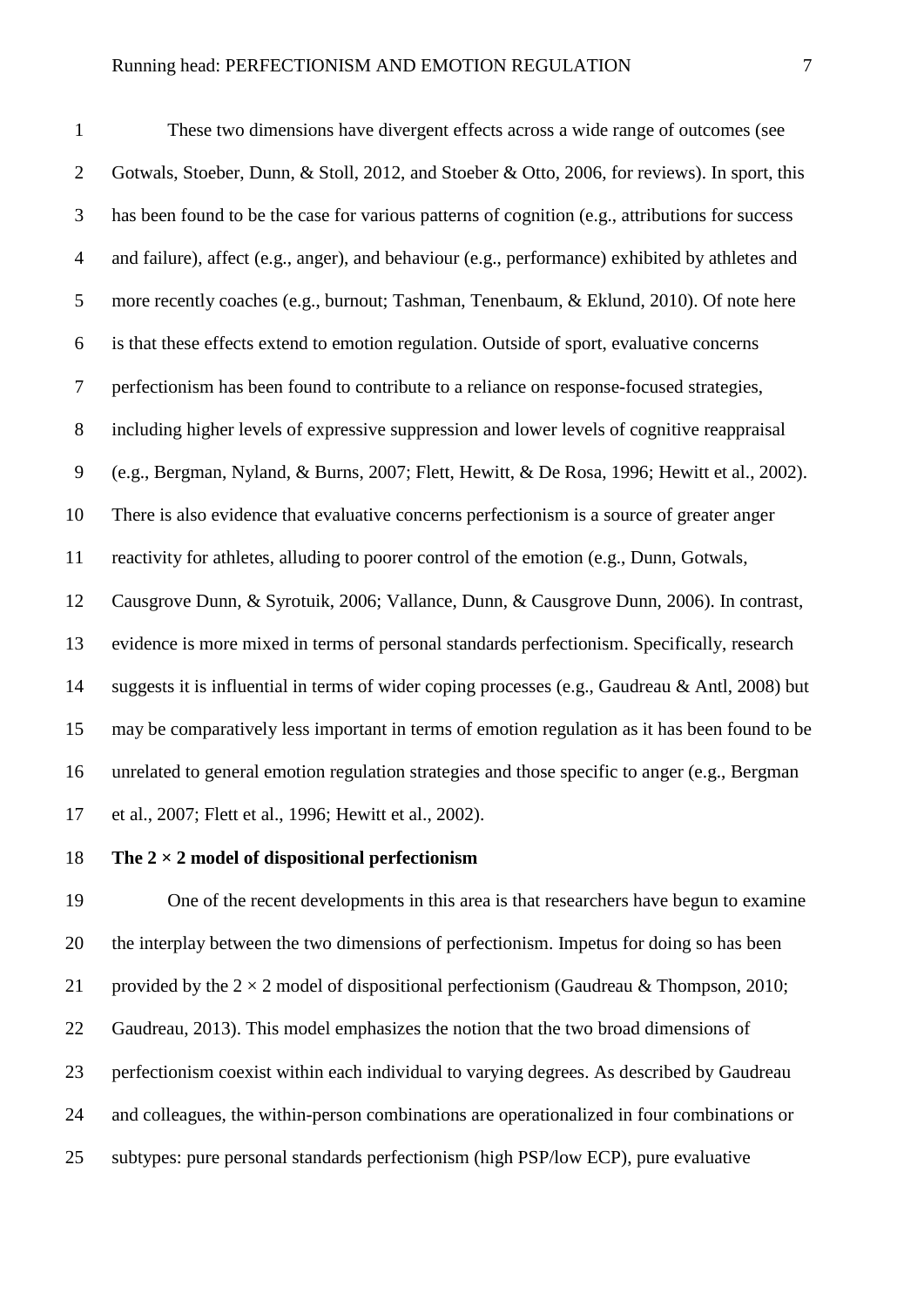These two dimensions have divergent effects across a wide range of outcomes (see Gotwals, Stoeber, Dunn, & Stoll, 2012, and Stoeber & Otto, 2006, for reviews). In sport, this has been found to be the case for various patterns of cognition (e.g., attributions for success and failure), affect (e.g., anger), and behaviour (e.g., performance) exhibited by athletes and more recently coaches (e.g., burnout; Tashman, Tenenbaum, & Eklund, 2010). Of note here is that these effects extend to emotion regulation. Outside of sport, evaluative concerns perfectionism has been found to contribute to a reliance on response-focused strategies, including higher levels of expressive suppression and lower levels of cognitive reappraisal (e.g., Bergman, Nyland, & Burns, 2007; Flett, Hewitt, & De Rosa, 1996; Hewitt et al., 2002). There is also evidence that evaluative concerns perfectionism is a source of greater anger reactivity for athletes, alluding to poorer control of the emotion (e.g., Dunn, Gotwals, Causgrove Dunn, & Syrotuik, 2006; Vallance, Dunn, & Causgrove Dunn, 2006). In contrast, evidence is more mixed in terms of personal standards perfectionism. Specifically, research suggests it is influential in terms of wider coping processes (e.g., Gaudreau & Antl, 2008) but may be comparatively less important in terms of emotion regulation as it has been found to be unrelated to general emotion regulation strategies and those specific to anger (e.g., Bergman et al., 2007; Flett et al., 1996; Hewitt et al., 2002).

**The 2 × 2 model of dispositional perfectionism**

One of the recent developments in this area is that researchers have begun to examine the interplay between the two dimensions of perfectionism. Impetus for doing so has been provided by the 2 × 2 model of dispositional perfectionism (Gaudreau & Thompson, 2010; Gaudreau, 2013). This model emphasizes the notion that the two broad dimensions of perfectionism coexist within each individual to varying degrees. As described by Gaudreau and colleagues, the within-person combinations are operationalized in four combinations or subtypes: pure personal standards perfectionism (high PSP/low ECP), pure evaluative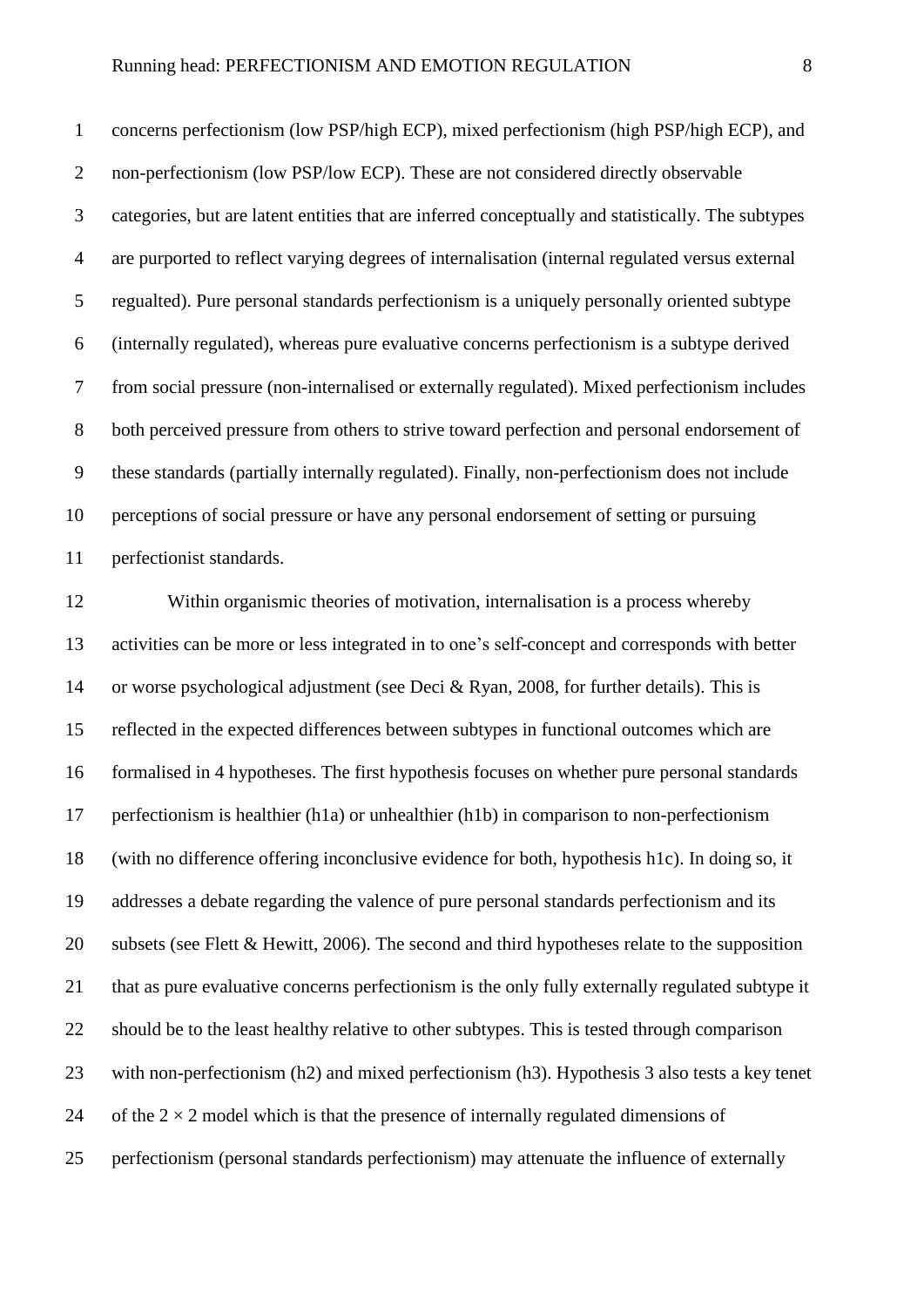concerns perfectionism (low PSP/high ECP), mixed perfectionism (high PSP/high ECP), and non-perfectionism (low PSP/low ECP). These are not considered directly observable categories, but are latent entities that are inferred conceptually and statistically. The subtypes are purported to reflect varying degrees of internalisation (internal regulated versus external regualted). Pure personal standards perfectionism is a uniquely personally oriented subtype (internally regulated), whereas pure evaluative concerns perfectionism is a subtype derived from social pressure (non-internalised or externally regulated). Mixed perfectionism includes both perceived pressure from others to strive toward perfection and personal endorsement of these standards (partially internally regulated). Finally, non-perfectionism does not include perceptions of social pressure or have any personal endorsement of setting or pursuing perfectionist standards.

Within organismic theories of motivation, internalisation is a process whereby activities can be more or less integrated in to one's self-concept and corresponds with better or worse psychological adjustment (see Deci & Ryan, 2008, for further details). This is reflected in the expected differences between subtypes in functional outcomes which are formalised in 4 hypotheses. The first hypothesis focuses on whether pure personal standards perfectionism is healthier (h1a) or unhealthier (h1b) in comparison to non-perfectionism (with no difference offering inconclusive evidence for both, hypothesis h1c). In doing so, it addresses a debate regarding the valence of pure personal standards perfectionism and its subsets (see Flett & Hewitt, 2006). The second and third hypotheses relate to the supposition that as pure evaluative concerns perfectionism is the only fully externally regulated subtype it should be to the least healthy relative to other subtypes. This is tested through comparison with non-perfectionism (h2) and mixed perfectionism (h3). Hypothesis 3 also tests a key tenet of the $2 \times 2$ model which is that the presence of internally regulated dimensions of perfectionism (personal standards perfectionism) may attenuate the influence of externally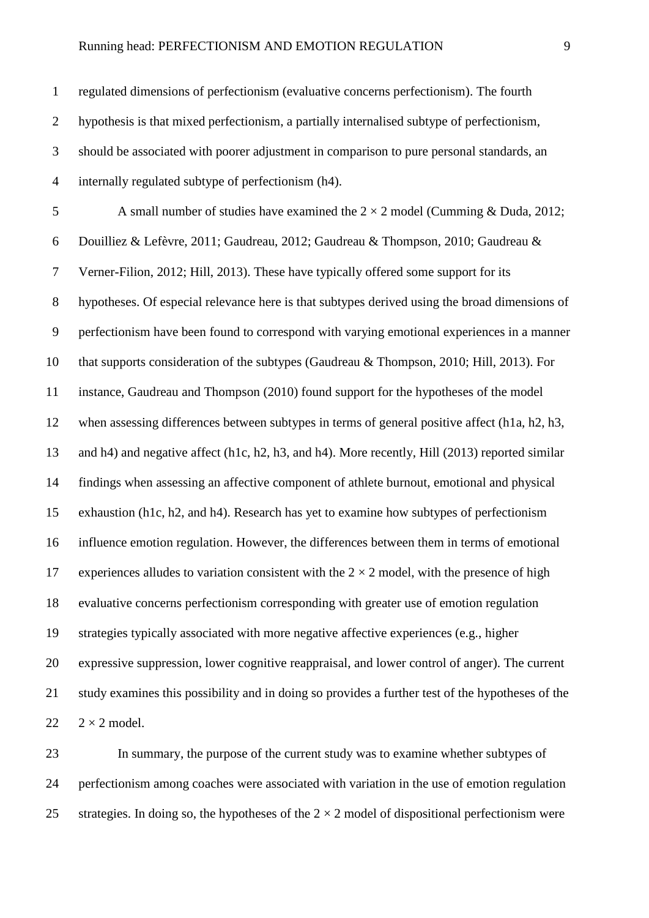regulated dimensions of perfectionism (evaluative concerns perfectionism). The fourth hypothesis is that mixed perfectionism, a partially internalised subtype of perfectionism, should be associated with poorer adjustment in comparison to pure personal standards, an internally regulated subtype of perfectionism (h4).

A small number of studies have examined the 2 × 2 model (Cumming & Duda, 2012; Douilliez & Lefèvre, 2011; Gaudreau, 2012; Gaudreau & Thompson, 2010; Gaudreau & Verner-Filion, 2012; Hill, 2013). These have typically offered some support for its hypotheses. Of especial relevance here is that subtypes derived using the broad dimensions of perfectionism have been found to correspond with varying emotional experiences in a manner that supports consideration of the subtypes (Gaudreau & Thompson, 2010; Hill, 2013). For instance, Gaudreau and Thompson (2010) found support for the hypotheses of the model when assessing differences between subtypes in terms of general positive affect (h1a, h2, h3, and h4) and negative affect (h1c, h2, h3, and h4). More recently, Hill (2013) reported similar findings when assessing an affective component of athlete burnout, emotional and physical exhaustion (h1c, h2, and h4). Research has yet to examine how subtypes of perfectionism influence emotion regulation. However, the differences between them in terms of emotional experiences alludes to variation consistent with the 2 × 2 model, with the presence of high evaluative concerns perfectionism corresponding with greater use of emotion regulation strategies typically associated with more negative affective experiences (e.g., higher expressive suppression, lower cognitive reappraisal, and lower control of anger). The current study examines this possibility and in doing so provides a further test of the hypotheses of the 2 × 2 model.

In summary, the purpose of the current study was to examine whether subtypes of perfectionism among coaches were associated with variation in the use of emotion regulation strategies. In doing so, the hypotheses of the 2 × 2 model of dispositional perfectionism were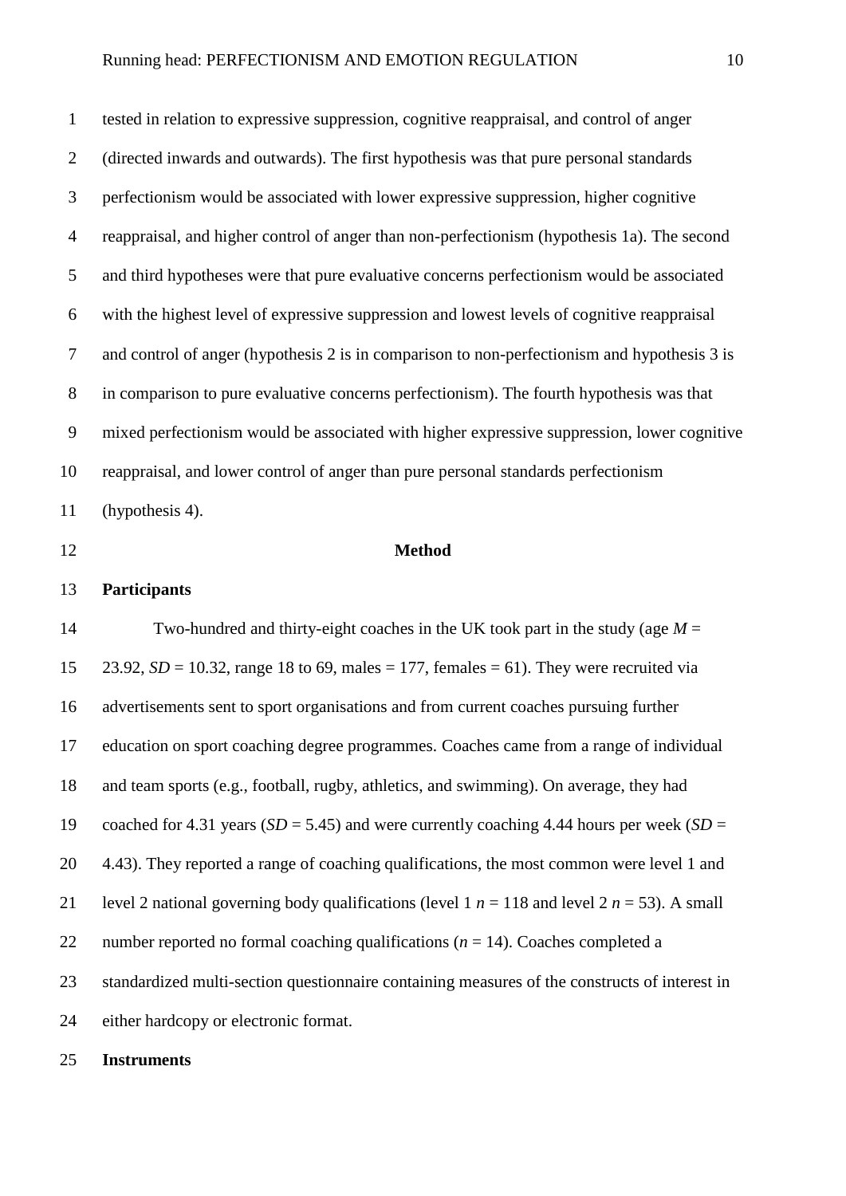tested in relation to expressive suppression, cognitive reappraisal, and control of anger (directed inwards and outwards). The first hypothesis was that pure personal standards perfectionism would be associated with lower expressive suppression, higher cognitive reappraisal, and higher control of anger than non-perfectionism (hypothesis 1a). The second and third hypotheses were that pure evaluative concerns perfectionism would be associated with the highest level of expressive suppression and lowest levels of cognitive reappraisal and control of anger (hypothesis 2 is in comparison to non-perfectionism and hypothesis 3 is in comparison to pure evaluative concerns perfectionism). The fourth hypothesis was that mixed perfectionism would be associated with higher expressive suppression, lower cognitive reappraisal, and lower control of anger than pure personal standards perfectionism (hypothesis 4).

## Method

### Participants

Two-hundred and thirty-eight coaches in the UK took part in the study (age $M$ = 23.92, $SD$ = 10.32, range 18 to 69, males = 177, females = 61). They were recruited via advertisements sent to sport organisations and from current coaches pursuing further education on sport coaching degree programmes. Coaches came from a range of individual and team sports (e.g., football, rugby, athletics, and swimming). On average, they had coached for 4.31 years ($SD$ = 5.45) and were currently coaching 4.44 hours per week ($SD$ = 4.43). They reported a range of coaching qualifications, the most common were level 1 and level 2 national governing body qualifications (level 1 $n$ = 118 and level 2 $n$ = 53). A small number reported no formal coaching qualifications ($n$ = 14). Coaches completed a standardized multi-section questionnaire containing measures of the constructs of interest in either hardcopy or electronic format.

### Instruments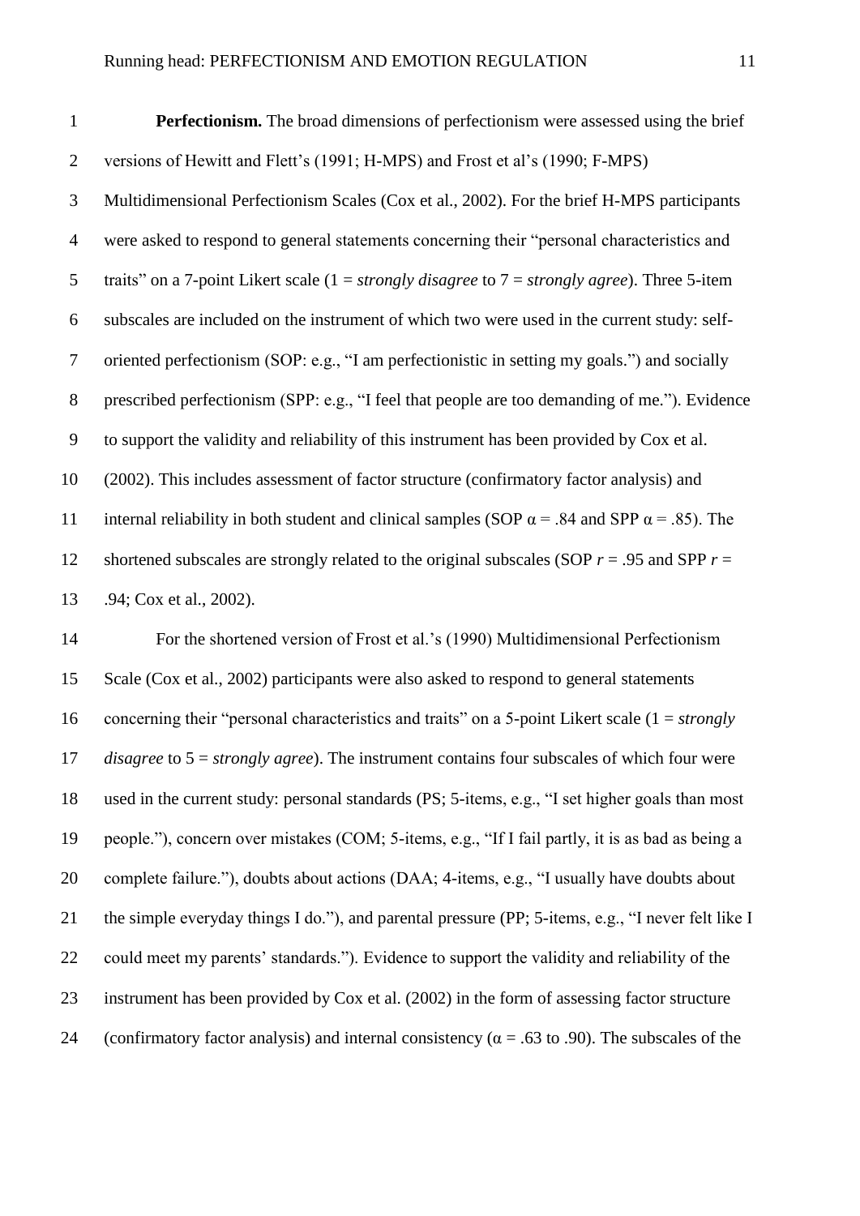**Perfectionism.** The broad dimensions of perfectionism were assessed using the brief versions of Hewitt and Flett's (1991; H-MPS) and Frost et al's (1990; F-MPS) Multidimensional Perfectionism Scales (Cox et al., 2002). For the brief H-MPS participants were asked to respond to general statements concerning their "personal characteristics and traits" on a 7-point Likert scale (1 = *strongly disagree* to 7 = *strongly agree*). Three 5-item subscales are included on the instrument of which two were used in the current study: self-oriented perfectionism (SOP: e.g., "I am perfectionistic in setting my goals.") and socially prescribed perfectionism (SPP: e.g., "I feel that people are too demanding of me."). Evidence to support the validity and reliability of this instrument has been provided by Cox et al. (2002). This includes assessment of factor structure (confirmatory factor analysis) and internal reliability in both student and clinical samples (SOP $\alpha$ = .84 and SPP $\alpha$ = .85). The shortened subscales are strongly related to the original subscales (SOP $r$ = .95 and SPP $r$ = .94; Cox et al., 2002).

For the shortened version of Frost et al.'s (1990) Multidimensional Perfectionism Scale (Cox et al., 2002) participants were also asked to respond to general statements concerning their "personal characteristics and traits" on a 5-point Likert scale (1 = *strongly disagree* to 5 = *strongly agree*). The instrument contains four subscales of which four were used in the current study: personal standards (PS; 5-items, e.g., "I set higher goals than most people."), concern over mistakes (COM; 5-items, e.g., "If I fail partly, it is as bad as being a complete failure."), doubts about actions (DAA; 4-items, e.g., "I usually have doubts about the simple everyday things I do."), and parental pressure (PP; 5-items, e.g., "I never felt like I could meet my parents' standards."). Evidence to support the validity and reliability of the instrument has been provided by Cox et al. (2002) in the form of assessing factor structure (confirmatory factor analysis) and internal consistency ($\alpha$ = .63 to .90). The subscales of the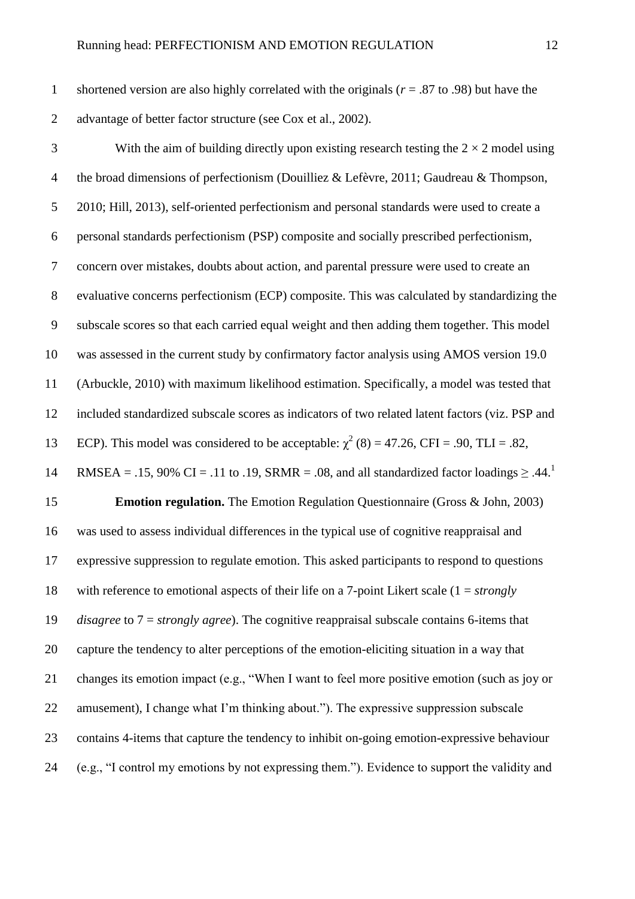shortened version are also highly correlated with the originals ($r$ = .87 to .98) but have the advantage of better factor structure (see Cox et al., 2002).

With the aim of building directly upon existing research testing the $2 \times 2$ model using the broad dimensions of perfectionism (Douilliez & Lefèvre, 2011; Gaudreau & Thompson, 2010; Hill, 2013), self-oriented perfectionism and personal standards were used to create a personal standards perfectionism (PSP) composite and socially prescribed perfectionism, concern over mistakes, doubts about action, and parental pressure were used to create an evaluative concerns perfectionism (ECP) composite. This was calculated by standardizing the subscale scores so that each carried equal weight and then adding them together. This model was assessed in the current study by confirmatory factor analysis using AMOS version 19.0 (Arbuckle, 2010) with maximum likelihood estimation. Specifically, a model was tested that included standardized subscale scores as indicators of two related latent factors (viz. PSP and ECP). This model was considered to be acceptable: $\chi^2$ (8) = 47.26, CFI = .90, TLI = .82, RMSEA = .15, 90% CI = .11 to .19, SRMR = .08, and all standardized factor loadings $\geq$ .44.[1]

**Emotion regulation.** The Emotion Regulation Questionnaire (Gross & John, 2003) was used to assess individual differences in the typical use of cognitive reappraisal and expressive suppression to regulate emotion. This asked participants to respond to questions with reference to emotional aspects of their life on a 7-point Likert scale (1 = *strongly disagree* to 7 = *strongly agree*). The cognitive reappraisal subscale contains 6-items that capture the tendency to alter perceptions of the emotion-eliciting situation in a way that changes its emotion impact (e.g., "When I want to feel more positive emotion (such as joy or amusement), I change what I'm thinking about."). The expressive suppression subscale contains 4-items that capture the tendency to inhibit on-going emotion-expressive behaviour (e.g., "I control my emotions by not expressing them."). Evidence to support the validity and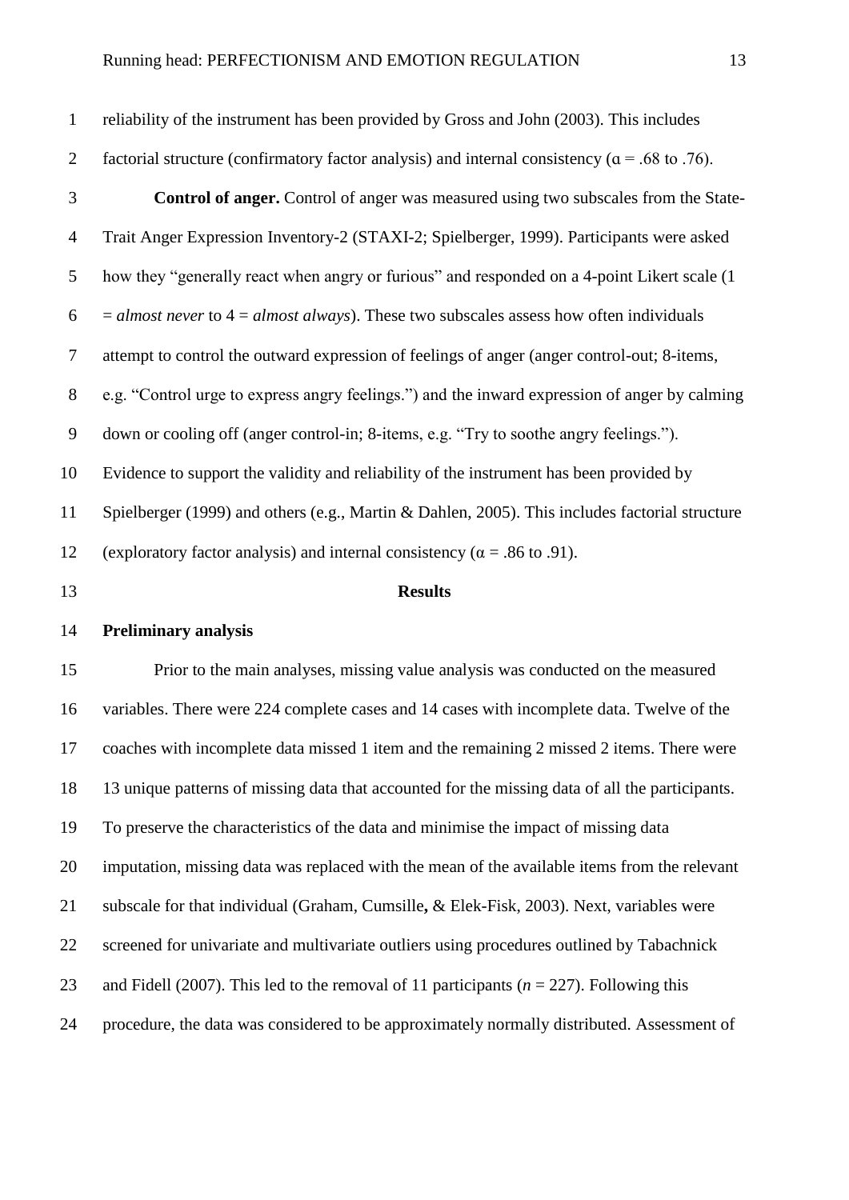reliability of the instrument has been provided by Gross and John (2003). This includes factorial structure (confirmatory factor analysis) and internal consistency (α = .68 to .76).

**Control of anger.** Control of anger was measured using two subscales from the State-Trait Anger Expression Inventory-2 (STAXI-2; Spielberger, 1999). Participants were asked how they "generally react when angry or furious" and responded on a 4-point Likert scale (1 = *almost never* to 4 = *almost always*). These two subscales assess how often individuals attempt to control the outward expression of feelings of anger (anger control-out; 8-items, e.g. "Control urge to express angry feelings.") and the inward expression of anger by calming down or cooling off (anger control-in; 8-items, e.g. "Try to soothe angry feelings."). Evidence to support the validity and reliability of the instrument has been provided by Spielberger (1999) and others (e.g., Martin & Dahlen, 2005). This includes factorial structure (exploratory factor analysis) and internal consistency (α = .86 to .91).

## Results

### Preliminary analysis

Prior to the main analyses, missing value analysis was conducted on the measured variables. There were 224 complete cases and 14 cases with incomplete data. Twelve of the coaches with incomplete data missed 1 item and the remaining 2 missed 2 items. There were 13 unique patterns of missing data that accounted for the missing data of all the participants. To preserve the characteristics of the data and minimise the impact of missing data imputation, missing data was replaced with the mean of the available items from the relevant subscale for that individual (Graham, Cumsille, & Elek-Fisk, 2003). Next, variables were screened for univariate and multivariate outliers using procedures outlined by Tabachnick and Fidell (2007). This led to the removal of 11 participants ($n$ = 227). Following this procedure, the data was considered to be approximately normally distributed. Assessment of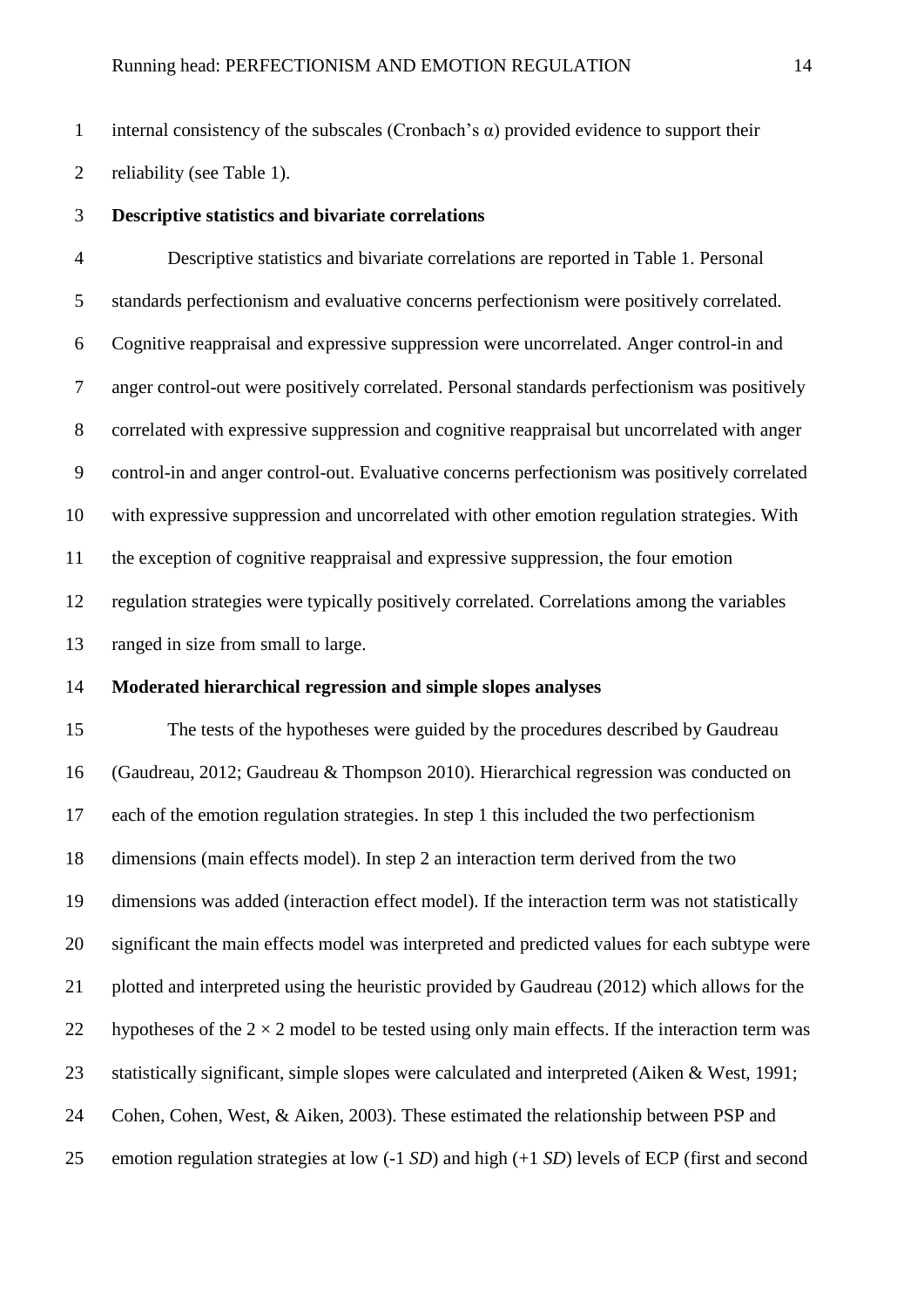internal consistency of the subscales (Cronbach's α) provided evidence to support their reliability (see Table 1).

**Descriptive statistics and bivariate correlations**

Descriptive statistics and bivariate correlations are reported in Table 1. Personal standards perfectionism and evaluative concerns perfectionism were positively correlated. Cognitive reappraisal and expressive suppression were uncorrelated. Anger control-in and anger control-out were positively correlated. Personal standards perfectionism was positively correlated with expressive suppression and cognitive reappraisal but uncorrelated with anger control-in and anger control-out. Evaluative concerns perfectionism was positively correlated with expressive suppression and uncorrelated with other emotion regulation strategies. With the exception of cognitive reappraisal and expressive suppression, the four emotion regulation strategies were typically positively correlated. Correlations among the variables ranged in size from small to large.

**Moderated hierarchical regression and simple slopes analyses**

The tests of the hypotheses were guided by the procedures described by Gaudreau (Gaudreau, 2012; Gaudreau & Thompson 2010). Hierarchical regression was conducted on each of the emotion regulation strategies. In step 1 this included the two perfectionism dimensions (main effects model). In step 2 an interaction term derived from the two dimensions was added (interaction effect model). If the interaction term was not statistically significant the main effects model was interpreted and predicted values for each subtype were plotted and interpreted using the heuristic provided by Gaudreau (2012) which allows for the hypotheses of the $2 \times 2$ model to be tested using only main effects. If the interaction term was statistically significant, simple slopes were calculated and interpreted (Aiken & West, 1991; Cohen, Cohen, West, & Aiken, 2003). These estimated the relationship between PSP and emotion regulation strategies at low (-1 *SD*) and high (+1 *SD*) levels of ECP (first and second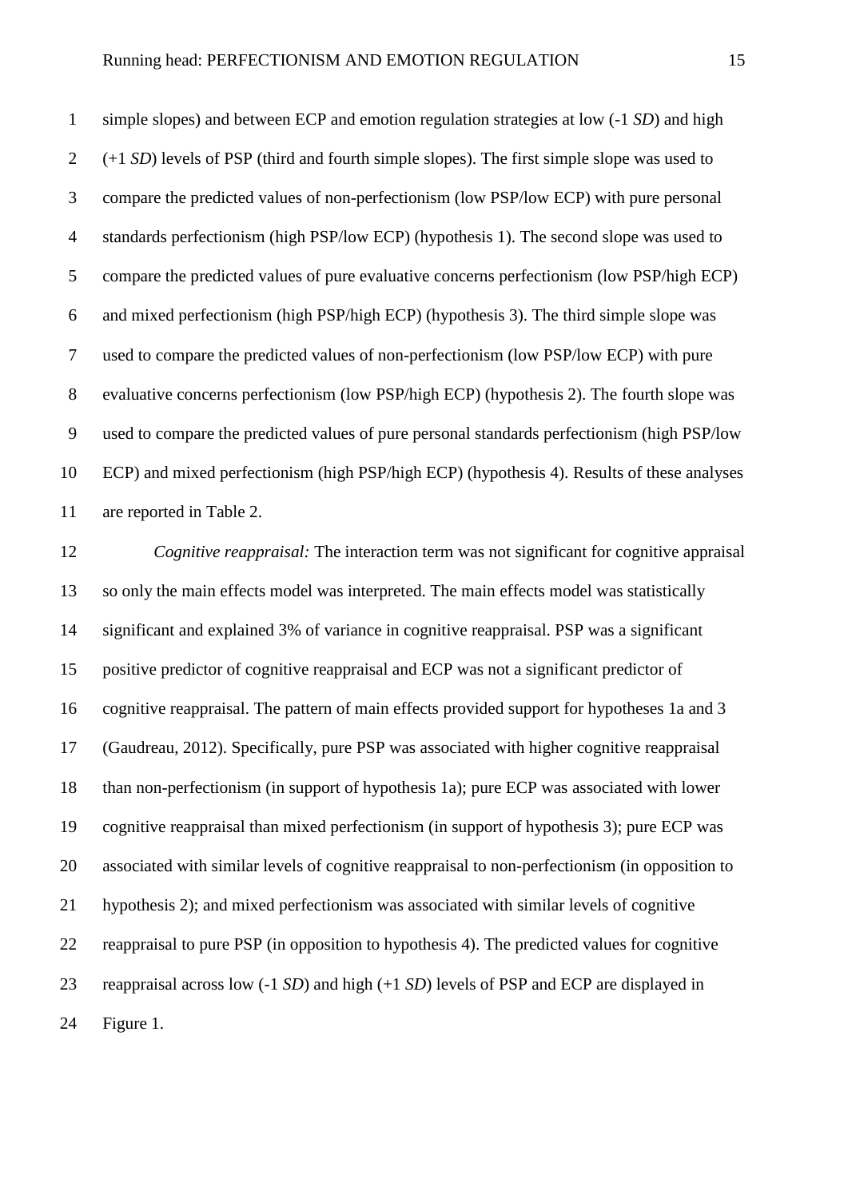simple slopes) and between ECP and emotion regulation strategies at low (-1 *SD*) and high (+1 *SD*) levels of PSP (third and fourth simple slopes). The first simple slope was used to compare the predicted values of non-perfectionism (low PSP/low ECP) with pure personal standards perfectionism (high PSP/low ECP) (hypothesis 1). The second slope was used to compare the predicted values of pure evaluative concerns perfectionism (low PSP/high ECP) and mixed perfectionism (high PSP/high ECP) (hypothesis 3). The third simple slope was used to compare the predicted values of non-perfectionism (low PSP/low ECP) with pure evaluative concerns perfectionism (low PSP/high ECP) (hypothesis 2). The fourth slope was used to compare the predicted values of pure personal standards perfectionism (high PSP/low ECP) and mixed perfectionism (high PSP/high ECP) (hypothesis 4). Results of these analyses are reported in Table 2.

*Cognitive reappraisal:* The interaction term was not significant for cognitive appraisal so only the main effects model was interpreted. The main effects model was statistically significant and explained 3% of variance in cognitive reappraisal. PSP was a significant positive predictor of cognitive reappraisal and ECP was not a significant predictor of cognitive reappraisal. The pattern of main effects provided support for hypotheses 1a and 3 (Gaudreau, 2012). Specifically, pure PSP was associated with higher cognitive reappraisal than non-perfectionism (in support of hypothesis 1a); pure ECP was associated with lower cognitive reappraisal than mixed perfectionism (in support of hypothesis 3); pure ECP was associated with similar levels of cognitive reappraisal to non-perfectionism (in opposition to hypothesis 2); and mixed perfectionism was associated with similar levels of cognitive reappraisal to pure PSP (in opposition to hypothesis 4). The predicted values for cognitive reappraisal across low (-1 *SD*) and high (+1 *SD*) levels of PSP and ECP are displayed in Figure 1.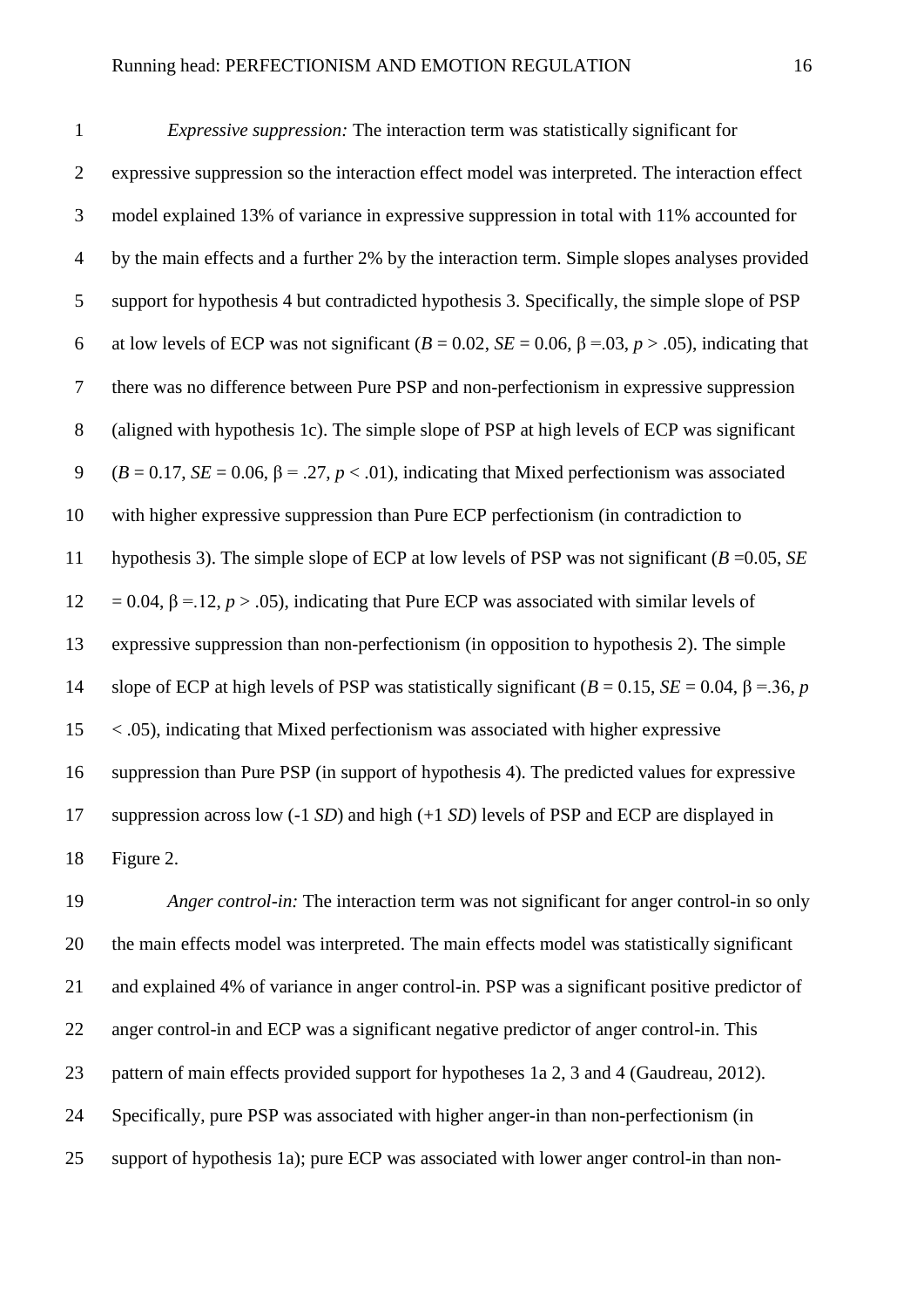*Expressive suppression:* The interaction term was statistically significant for expressive suppression so the interaction effect model was interpreted. The interaction effect model explained 13% of variance in expressive suppression in total with 11% accounted for by the main effects and a further 2% by the interaction term. Simple slopes analyses provided support for hypothesis 4 but contradicted hypothesis 3. Specifically, the simple slope of PSP at low levels of ECP was not significant ($B$ = 0.02, $SE$ = 0.06, β =.03, $p$ > .05), indicating that there was no difference between Pure PSP and non-perfectionism in expressive suppression (aligned with hypothesis 1c). The simple slope of PSP at high levels of ECP was significant ($B$ = 0.17, $SE$ = 0.06, β = .27, $p$ < .01), indicating that Mixed perfectionism was associated with higher expressive suppression than Pure ECP perfectionism (in contradiction to hypothesis 3). The simple slope of ECP at low levels of PSP was not significant ($B$ =0.05, $SE$ = 0.04, β =.12, $p$ > .05), indicating that Pure ECP was associated with similar levels of expressive suppression than non-perfectionism (in opposition to hypothesis 2). The simple slope of ECP at high levels of PSP was statistically significant ($B$ = 0.15, $SE$ = 0.04, β =.36, $p$ < .05), indicating that Mixed perfectionism was associated with higher expressive suppression than Pure PSP (in support of hypothesis 4). The predicted values for expressive suppression across low (-1 $SD$) and high (+1 $SD$) levels of PSP and ECP are displayed in Figure 2.

*Anger control-in:* The interaction term was not significant for anger control-in so only the main effects model was interpreted. The main effects model was statistically significant and explained 4% of variance in anger control-in. PSP was a significant positive predictor of anger control-in and ECP was a significant negative predictor of anger control-in. This pattern of main effects provided support for hypotheses 1a 2, 3 and 4 (Gaudreau, 2012). Specifically, pure PSP was associated with higher anger-in than non-perfectionism (in support of hypothesis 1a); pure ECP was associated with lower anger control-in than non-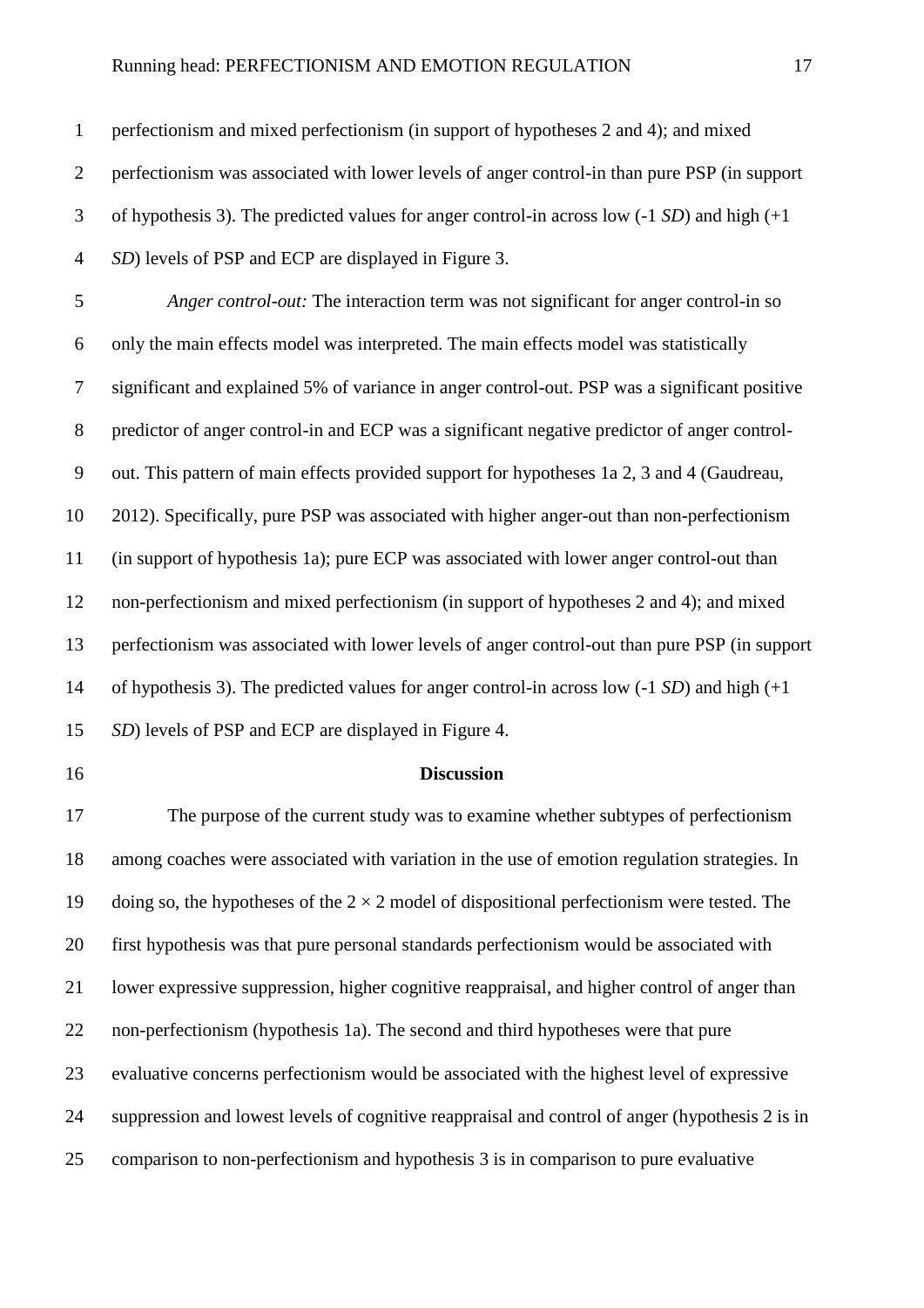perfectionism and mixed perfectionism (in support of hypotheses 2 and 4); and mixed perfectionism was associated with lower levels of anger control-in than pure PSP (in support of hypothesis 3). The predicted values for anger control-in across low (-1 *SD*) and high (+1 *SD*) levels of PSP and ECP are displayed in Figure 3.

*Anger control-out:* The interaction term was not significant for anger control-in so only the main effects model was interpreted. The main effects model was statistically significant and explained 5% of variance in anger control-out. PSP was a significant positive predictor of anger control-in and ECP was a significant negative predictor of anger control-out. This pattern of main effects provided support for hypotheses 1a 2, 3 and 4 (Gaudreau, 2012). Specifically, pure PSP was associated with higher anger-out than non-perfectionism (in support of hypothesis 1a); pure ECP was associated with lower anger control-out than non-perfectionism and mixed perfectionism (in support of hypotheses 2 and 4); and mixed perfectionism was associated with lower levels of anger control-out than pure PSP (in support of hypothesis 3). The predicted values for anger control-in across low (-1 *SD*) and high (+1 *SD*) levels of PSP and ECP are displayed in Figure 4.

## Discussion

The purpose of the current study was to examine whether subtypes of perfectionism among coaches were associated with variation in the use of emotion regulation strategies. In doing so, the hypotheses of the 2 × 2 model of dispositional perfectionism were tested. The first hypothesis was that pure personal standards perfectionism would be associated with lower expressive suppression, higher cognitive reappraisal, and higher control of anger than non-perfectionism (hypothesis 1a). The second and third hypotheses were that pure evaluative concerns perfectionism would be associated with the highest level of expressive suppression and lowest levels of cognitive reappraisal and control of anger (hypothesis 2 is in comparison to non-perfectionism and hypothesis 3 is in comparison to pure evaluative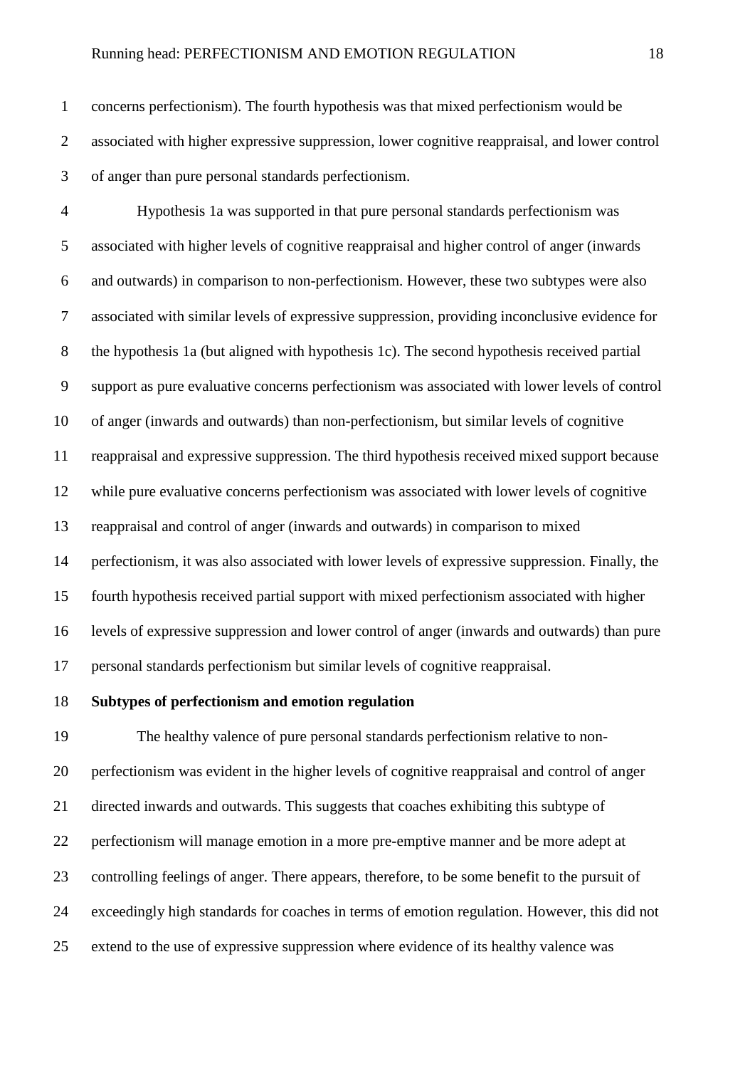concerns perfectionism). The fourth hypothesis was that mixed perfectionism would be associated with higher expressive suppression, lower cognitive reappraisal, and lower control of anger than pure personal standards perfectionism.

Hypothesis 1a was supported in that pure personal standards perfectionism was associated with higher levels of cognitive reappraisal and higher control of anger (inwards and outwards) in comparison to non-perfectionism. However, these two subtypes were also associated with similar levels of expressive suppression, providing inconclusive evidence for the hypothesis 1a (but aligned with hypothesis 1c). The second hypothesis received partial support as pure evaluative concerns perfectionism was associated with lower levels of control of anger (inwards and outwards) than non-perfectionism, but similar levels of cognitive reappraisal and expressive suppression. The third hypothesis received mixed support because while pure evaluative concerns perfectionism was associated with lower levels of cognitive reappraisal and control of anger (inwards and outwards) in comparison to mixed perfectionism, it was also associated with lower levels of expressive suppression. Finally, the fourth hypothesis received partial support with mixed perfectionism associated with higher levels of expressive suppression and lower control of anger (inwards and outwards) than pure personal standards perfectionism but similar levels of cognitive reappraisal.

## Subtypes of perfectionism and emotion regulation

The healthy valence of pure personal standards perfectionism relative to non-perfectionism was evident in the higher levels of cognitive reappraisal and control of anger directed inwards and outwards. This suggests that coaches exhibiting this subtype of perfectionism will manage emotion in a more pre-emptive manner and be more adept at controlling feelings of anger. There appears, therefore, to be some benefit to the pursuit of exceedingly high standards for coaches in terms of emotion regulation. However, this did not extend to the use of expressive suppression where evidence of its healthy valence was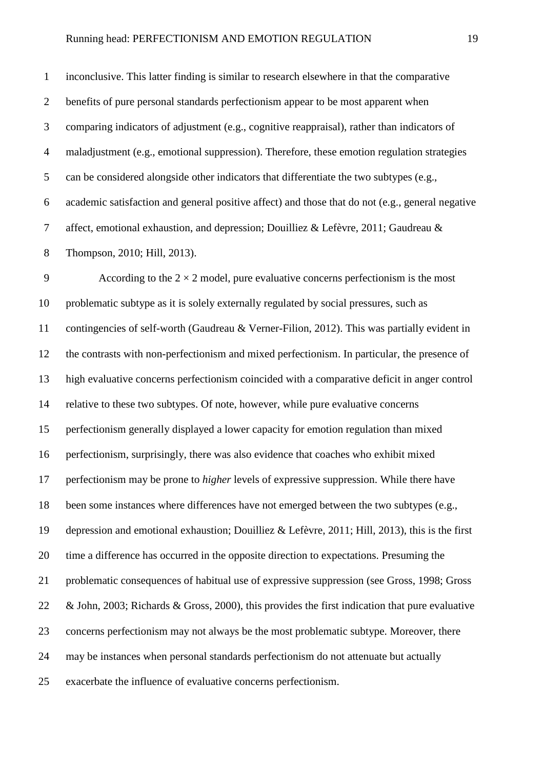inconclusive. This latter finding is similar to research elsewhere in that the comparative benefits of pure personal standards perfectionism appear to be most apparent when comparing indicators of adjustment (e.g., cognitive reappraisal), rather than indicators of maladjustment (e.g., emotional suppression). Therefore, these emotion regulation strategies can be considered alongside other indicators that differentiate the two subtypes (e.g., academic satisfaction and general positive affect) and those that do not (e.g., general negative affect, emotional exhaustion, and depression; Douilliez & Lefèvre, 2011; Gaudreau & Thompson, 2010; Hill, 2013).

According to the $2 \times 2$ model, pure evaluative concerns perfectionism is the most problematic subtype as it is solely externally regulated by social pressures, such as contingencies of self-worth (Gaudreau & Verner-Filion, 2012). This was partially evident in the contrasts with non-perfectionism and mixed perfectionism. In particular, the presence of high evaluative concerns perfectionism coincided with a comparative deficit in anger control relative to these two subtypes. Of note, however, while pure evaluative concerns perfectionism generally displayed a lower capacity for emotion regulation than mixed perfectionism, surprisingly, there was also evidence that coaches who exhibit mixed perfectionism may be prone to *higher* levels of expressive suppression. While there have been some instances where differences have not emerged between the two subtypes (e.g., depression and emotional exhaustion; Douilliez & Lefèvre, 2011; Hill, 2013), this is the first time a difference has occurred in the opposite direction to expectations. Presuming the problematic consequences of habitual use of expressive suppression (see Gross, 1998; Gross & John, 2003; Richards & Gross, 2000), this provides the first indication that pure evaluative concerns perfectionism may not always be the most problematic subtype. Moreover, there may be instances when personal standards perfectionism do not attenuate but actually exacerbate the influence of evaluative concerns perfectionism.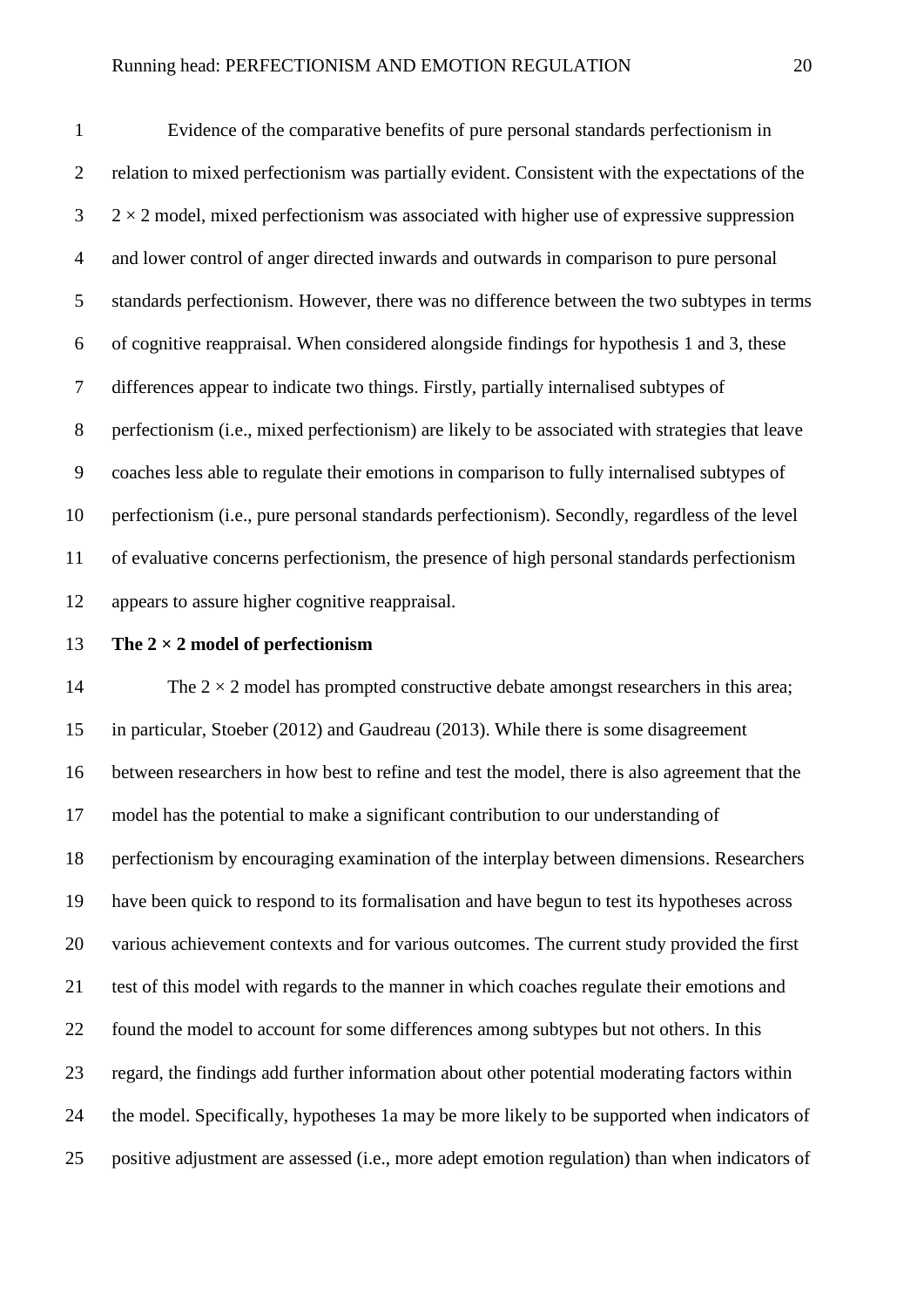Evidence of the comparative benefits of pure personal standards perfectionism in relation to mixed perfectionism was partially evident. Consistent with the expectations of the 2 × 2 model, mixed perfectionism was associated with higher use of expressive suppression and lower control of anger directed inwards and outwards in comparison to pure personal standards perfectionism. However, there was no difference between the two subtypes in terms of cognitive reappraisal. When considered alongside findings for hypothesis 1 and 3, these differences appear to indicate two things. Firstly, partially internalised subtypes of perfectionism (i.e., mixed perfectionism) are likely to be associated with strategies that leave coaches less able to regulate their emotions in comparison to fully internalised subtypes of perfectionism (i.e., pure personal standards perfectionism). Secondly, regardless of the level of evaluative concerns perfectionism, the presence of high personal standards perfectionism appears to assure higher cognitive reappraisal.

**The 2 × 2 model of perfectionism**

The 2 × 2 model has prompted constructive debate amongst researchers in this area; in particular, Stoeber (2012) and Gaudreau (2013). While there is some disagreement between researchers in how best to refine and test the model, there is also agreement that the model has the potential to make a significant contribution to our understanding of perfectionism by encouraging examination of the interplay between dimensions. Researchers have been quick to respond to its formalisation and have begun to test its hypotheses across various achievement contexts and for various outcomes. The current study provided the first test of this model with regards to the manner in which coaches regulate their emotions and found the model to account for some differences among subtypes but not others. In this regard, the findings add further information about other potential moderating factors within the model. Specifically, hypotheses 1a may be more likely to be supported when indicators of positive adjustment are assessed (i.e., more adept emotion regulation) than when indicators of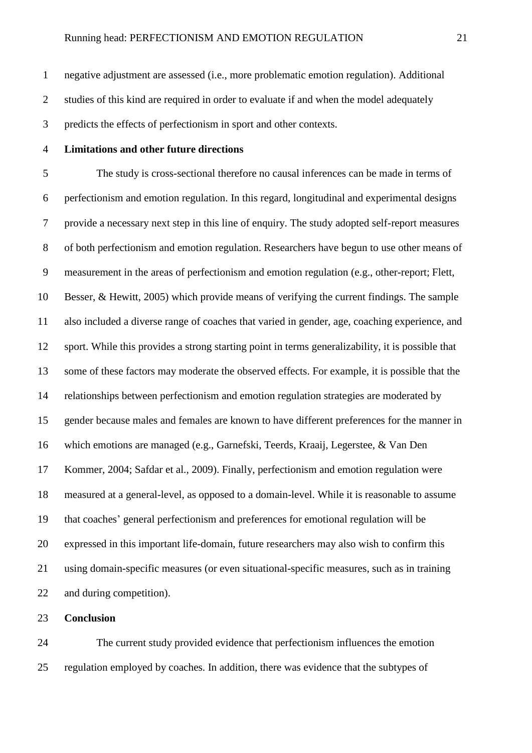negative adjustment are assessed (i.e., more problematic emotion regulation). Additional studies of this kind are required in order to evaluate if and when the model adequately predicts the effects of perfectionism in sport and other contexts.

## Limitations and other future directions

The study is cross-sectional therefore no causal inferences can be made in terms of perfectionism and emotion regulation. In this regard, longitudinal and experimental designs provide a necessary next step in this line of enquiry. The study adopted self-report measures of both perfectionism and emotion regulation. Researchers have begun to use other means of measurement in the areas of perfectionism and emotion regulation (e.g., other-report; Flett, Besser, & Hewitt, 2005) which provide means of verifying the current findings. The sample also included a diverse range of coaches that varied in gender, age, coaching experience, and sport. While this provides a strong starting point in terms generalizability, it is possible that some of these factors may moderate the observed effects. For example, it is possible that the relationships between perfectionism and emotion regulation strategies are moderated by gender because males and females are known to have different preferences for the manner in which emotions are managed (e.g., Garnefski, Teerds, Kraaij, Legerstee, & Van Den Kommer, 2004; Safdar et al., 2009). Finally, perfectionism and emotion regulation were measured at a general-level, as opposed to a domain-level. While it is reasonable to assume that coaches' general perfectionism and preferences for emotional regulation will be expressed in this important life-domain, future researchers may also wish to confirm this using domain-specific measures (or even situational-specific measures, such as in training and during competition).

## Conclusion

The current study provided evidence that perfectionism influences the emotion regulation employed by coaches. In addition, there was evidence that the subtypes of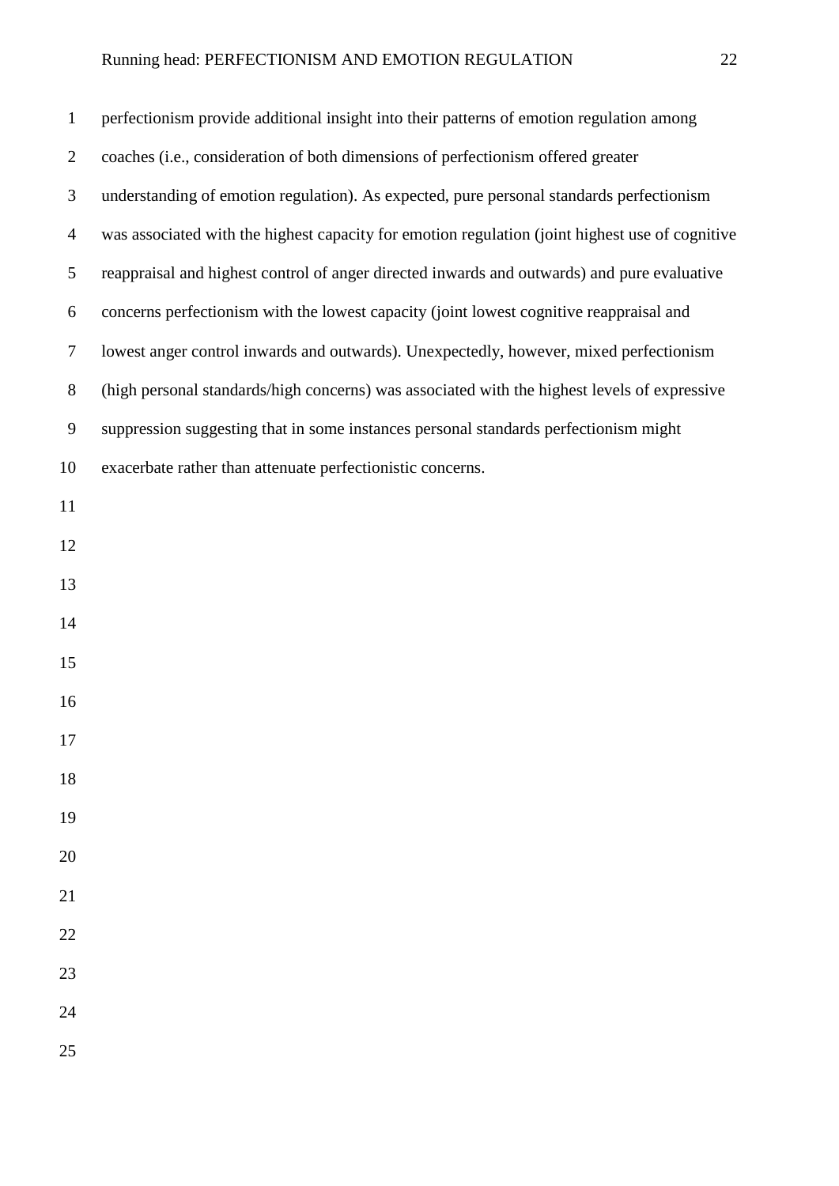perfectionism provide additional insight into their patterns of emotion regulation among coaches (i.e., consideration of both dimensions of perfectionism offered greater understanding of emotion regulation). As expected, pure personal standards perfectionism was associated with the highest capacity for emotion regulation (joint highest use of cognitive reappraisal and highest control of anger directed inwards and outwards) and pure evaluative concerns perfectionism with the lowest capacity (joint lowest cognitive reappraisal and lowest anger control inwards and outwards). Unexpectedly, however, mixed perfectionism (high personal standards/high concerns) was associated with the highest levels of expressive suppression suggesting that in some instances personal standards perfectionism might exacerbate rather than attenuate perfectionistic concerns.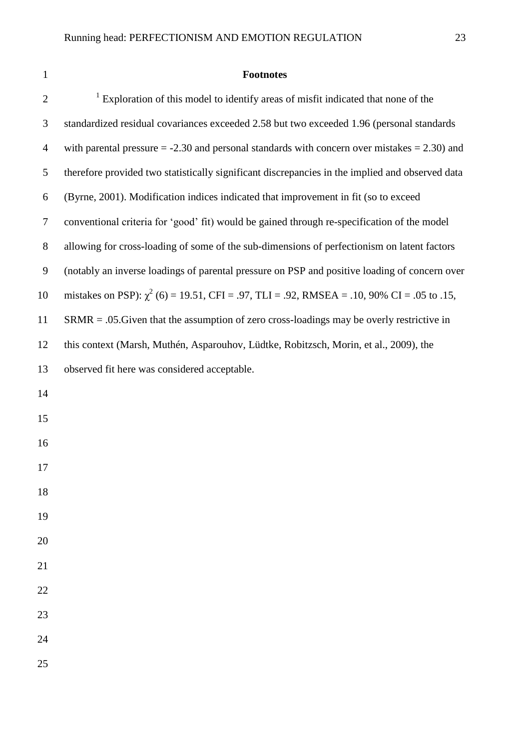# Footnotes

[1] Exploration of this model to identify areas of misfit indicated that none of the standardized residual covariances exceeded 2.58 but two exceeded 1.96 (personal standards with parental pressure = -2.30 and personal standards with concern over mistakes = 2.30) and therefore provided two statistically significant discrepancies in the implied and observed data (Byrne, 2001). Modification indices indicated that improvement in fit (so to exceed conventional criteria for 'good' fit) would be gained through re-specification of the model allowing for cross-loading of some of the sub-dimensions of perfectionism on latent factors (notably an inverse loadings of parental pressure on PSP and positive loading of concern over mistakes on PSP): $\chi^2$ (6) = 19.51, CFI = .97, TLI = .92, RMSEA = .10, 90% CI = .05 to .15, SRMR = .05.Given that the assumption of zero cross-loadings may be overly restrictive in this context (Marsh, Muthén, Asparouhov, Lüdtke, Robitzsch, Morin, et al., 2009), the observed fit here was considered acceptable.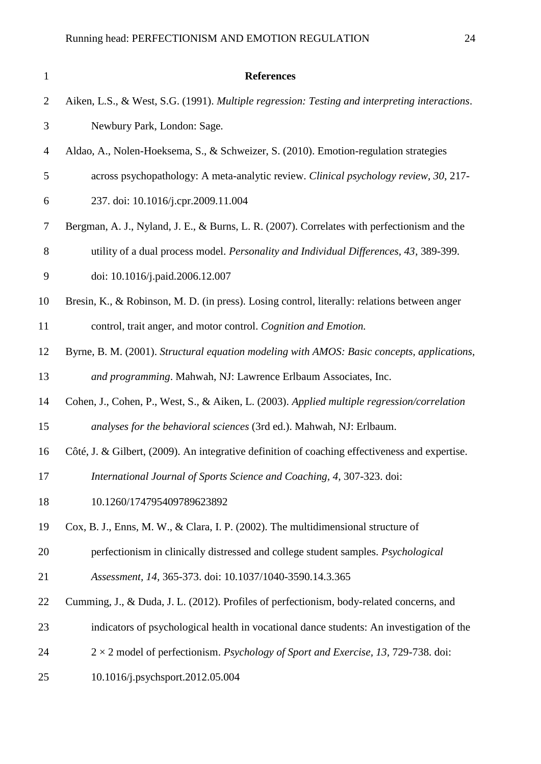## References

Aiken, L.S., & West, S.G. (1991). *Multiple regression: Testing and interpreting interactions*. Newbury Park, London: Sage.

Aldao, A., Nolen-Hoeksema, S., & Schweizer, S. (2010). Emotion-regulation strategies across psychopathology: A meta-analytic review. *Clinical psychology review, 30*, 217-237. doi: 10.1016/j.cpr.2009.11.004

Bergman, A. J., Nyland, J. E., & Burns, L. R. (2007). Correlates with perfectionism and the utility of a dual process model. *Personality and Individual Differences, 43*, 389-399. doi: 10.1016/j.paid.2006.12.007

Bresin, K., & Robinson, M. D. (in press). Losing control, literally: relations between anger control, trait anger, and motor control. *Cognition and Emotion.*

Byrne, B. M. (2001). *Structural equation modeling with AMOS: Basic concepts, applications, and programming*. Mahwah, NJ: Lawrence Erlbaum Associates, Inc.

Cohen, J., Cohen, P., West, S., & Aiken, L. (2003). *Applied multiple regression/correlation analyses for the behavioral sciences* (3rd ed.). Mahwah, NJ: Erlbaum.

Côté, J. & Gilbert, (2009). An integrative definition of coaching effectiveness and expertise. *International Journal of Sports Science and Coaching, 4,* 307-323. doi: 10.1260/174795409789623892

Cox, B. J., Enns, M. W., & Clara, I. P. (2002). The multidimensional structure of perfectionism in clinically distressed and college student samples. *Psychological Assessment, 14,* 365-373. doi: 10.1037/1040-3590.14.3.365

Cumming, J., & Duda, J. L. (2012). Profiles of perfectionism, body-related concerns, and indicators of psychological health in vocational dance students: An investigation of the 2 × 2 model of perfectionism. *Psychology of Sport and Exercise, 13,* 729-738. doi: 10.1016/j.psychsport.2012.05.004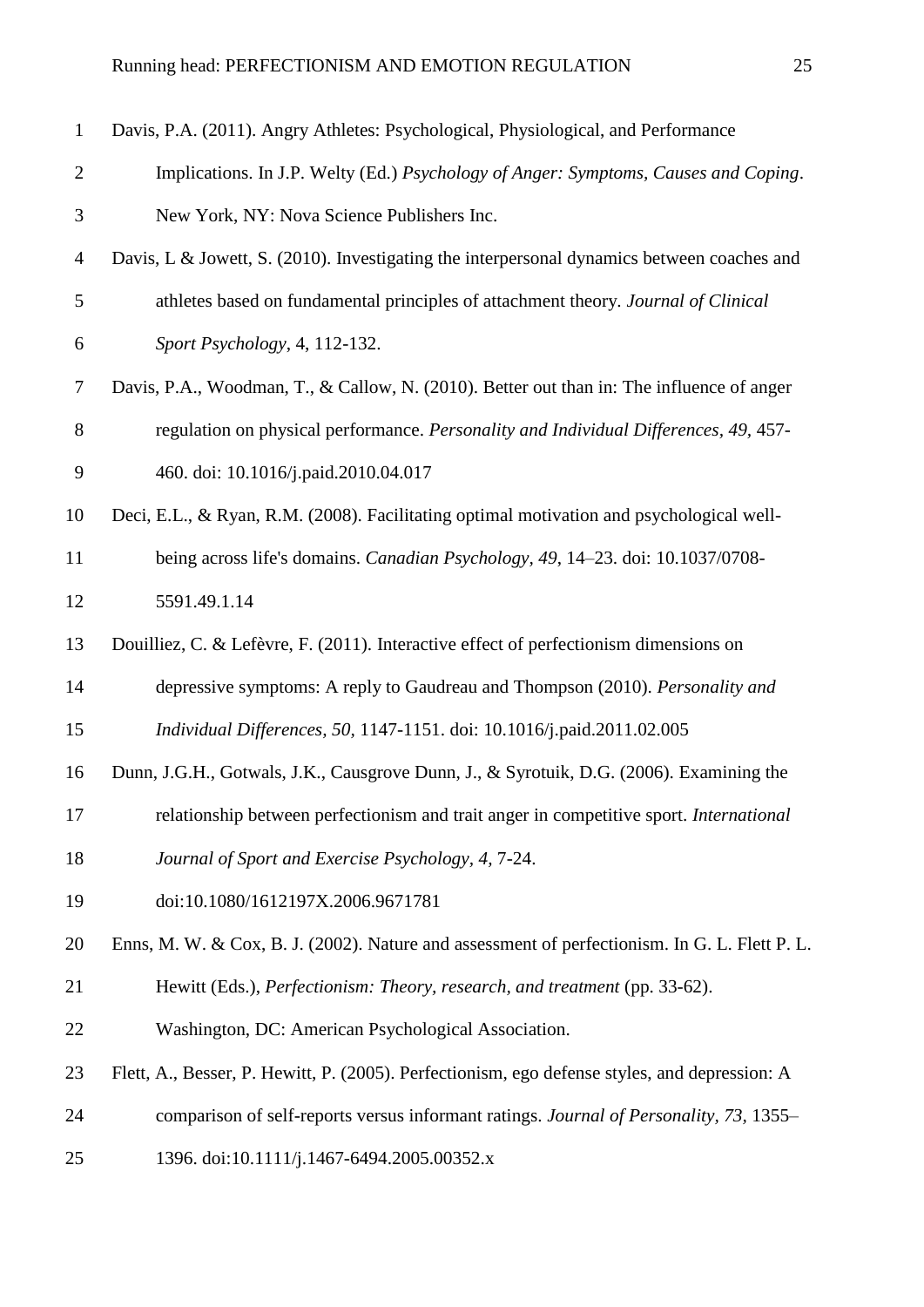Davis, P.A. (2011). Angry Athletes: Psychological, Physiological, and Performance Implications. In J.P. Welty (Ed.) *Psychology of Anger: Symptoms, Causes and Coping*. New York, NY: Nova Science Publishers Inc.

Davis, L & Jowett, S. (2010). Investigating the interpersonal dynamics between coaches and athletes based on fundamental principles of attachment theory. *Journal of Clinical Sport Psychology*, 4, 112-132.

Davis, P.A., Woodman, T., & Callow, N. (2010). Better out than in: The influence of anger regulation on physical performance. *Personality and Individual Differences, 49*, 457-460. doi: 10.1016/j.paid.2010.04.017

Deci, E.L., & Ryan, R.M. (2008). Facilitating optimal motivation and psychological well-being across life's domains. *Canadian Psychology, 49*, 14–23. doi: 10.1037/0708-5591.49.1.14

Douilliez, C. & Lefèvre, F. (2011). Interactive effect of perfectionism dimensions on depressive symptoms: A reply to Gaudreau and Thompson (2010). *Personality and Individual Differences, 50*, 1147-1151. doi: 10.1016/j.paid.2011.02.005

Dunn, J.G.H., Gotwals, J.K., Causgrove Dunn, J., & Syrotuik, D.G. (2006). Examining the relationship between perfectionism and trait anger in competitive sport. *International Journal of Sport and Exercise Psychology, 4*, 7-24. doi:10.1080/1612197X.2006.9671781

Enns, M. W. & Cox, B. J. (2002). Nature and assessment of perfectionism. In G. L. Flett P. L. Hewitt (Eds.), *Perfectionism: Theory, research, and treatment* (pp. 33-62). Washington, DC: American Psychological Association.

Flett, A., Besser, P. Hewitt, P. (2005). Perfectionism, ego defense styles, and depression: A comparison of self-reports versus informant ratings. *Journal of Personality, 73*, 1355–1396. doi:10.1111/j.1467-6494.2005.00352.x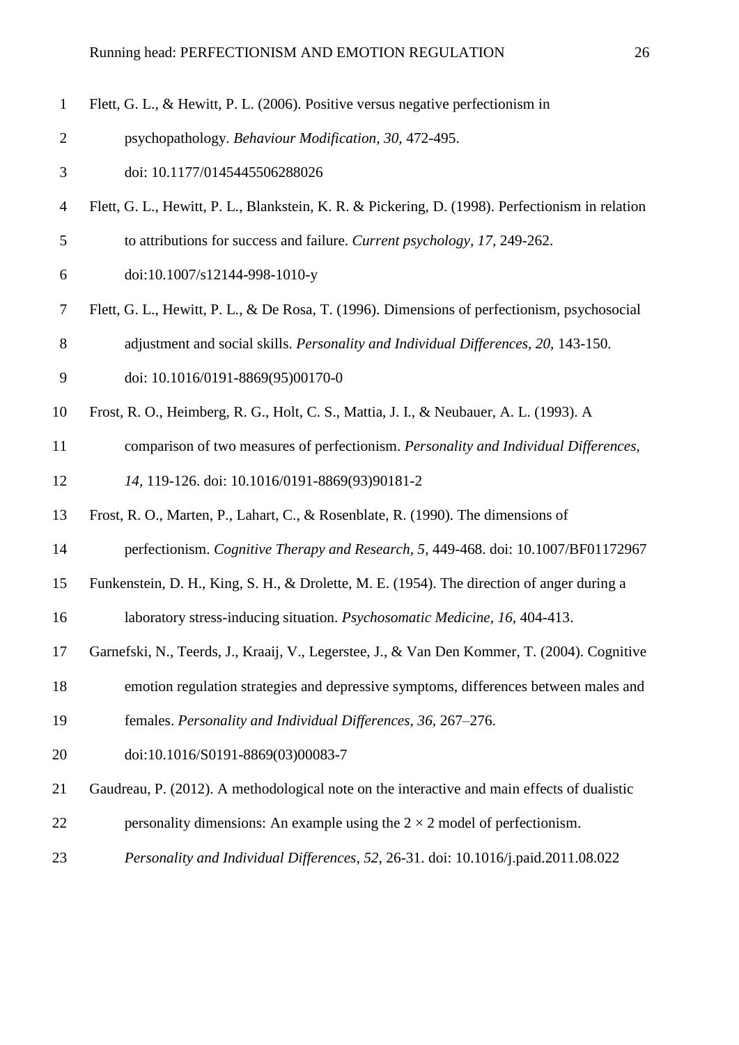Flett, G. L., & Hewitt, P. L. (2006). Positive versus negative perfectionism in psychopathology. *Behaviour Modification, 30,* 472-495. doi: 10.1177/0145445506288026

Flett, G. L., Hewitt, P. L., Blankstein, K. R. & Pickering, D. (1998). Perfectionism in relation to attributions for success and failure. *Current psychology, 17,* 249-262. doi:10.1007/s12144-998-1010-y

Flett, G. L., Hewitt, P. L., & De Rosa, T. (1996). Dimensions of perfectionism, psychosocial adjustment and social skills. *Personality and Individual Differences, 20,* 143-150. doi: 10.1016/0191-8869(95)00170-0

Frost, R. O., Heimberg, R. G., Holt, C. S., Mattia, J. I., & Neubauer, A. L. (1993). A comparison of two measures of perfectionism. *Personality and Individual Differences, 14,* 119-126. doi: 10.1016/0191-8869(93)90181-2

Frost, R. O., Marten, P., Lahart, C., & Rosenblate, R. (1990). The dimensions of perfectionism. *Cognitive Therapy and Research, 5,* 449-468. doi: 10.1007/BF01172967

Funkenstein, D. H., King, S. H., & Drolette, M. E. (1954). The direction of anger during a laboratory stress-inducing situation. *Psychosomatic Medicine, 16,* 404-413.

Garnefski, N., Teerds, J., Kraaij, V., Legerstee, J., & Van Den Kommer, T. (2004). Cognitive emotion regulation strategies and depressive symptoms, differences between males and females. *Personality and Individual Differences, 36,* 267–276. doi:10.1016/S0191-8869(03)00083-7

Gaudreau, P. (2012). A methodological note on the interactive and main effects of dualistic personality dimensions: An example using the 2 × 2 model of perfectionism. *Personality and Individual Differences, 52,* 26-31. doi: 10.1016/j.paid.2011.08.022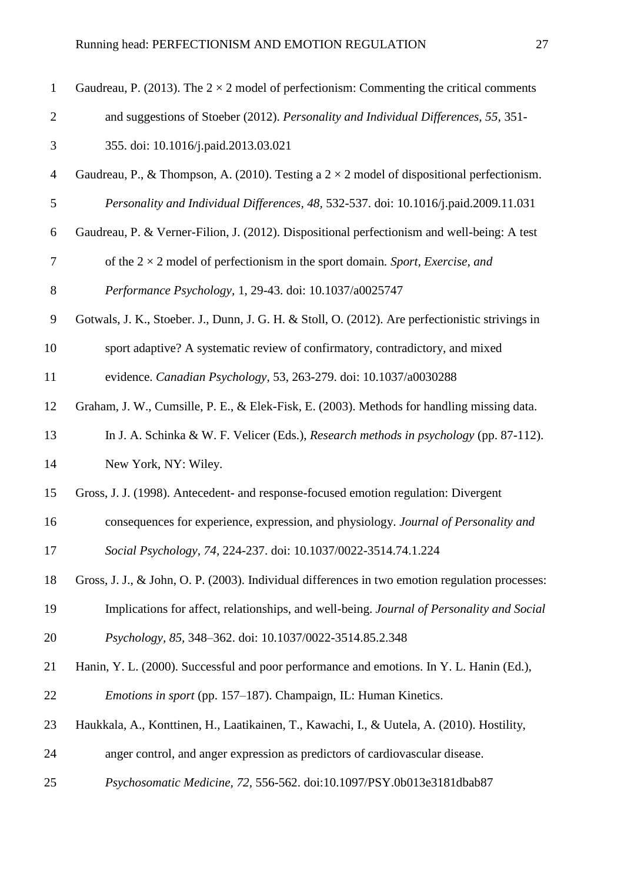Gaudreau, P. (2013). The 2 × 2 model of perfectionism: Commenting the critical comments and suggestions of Stoeber (2012). *Personality and Individual Differences, 55*, 351-355. doi: 10.1016/j.paid.2013.03.021

Gaudreau, P., & Thompson, A. (2010). Testing a 2 × 2 model of dispositional perfectionism. *Personality and Individual Differences, 48*, 532-537. doi: 10.1016/j.paid.2009.11.031

Gaudreau, P. & Verner-Filion, J. (2012). Dispositional perfectionism and well-being: A test of the 2 × 2 model of perfectionism in the sport domain. *Sport, Exercise, and Performance Psychology,* 1, 29-43. doi: 10.1037/a0025747

Gotwals, J. K., Stoeber. J., Dunn, J. G. H. & Stoll, O. (2012). Are perfectionistic strivings in sport adaptive? A systematic review of confirmatory, contradictory, and mixed evidence. *Canadian Psychology,* 53, 263-279. doi: 10.1037/a0030288

Graham, J. W., Cumsille, P. E., & Elek-Fisk, E. (2003). Methods for handling missing data. In J. A. Schinka & W. F. Velicer (Eds.), *Research methods in psychology* (pp. 87-112). New York, NY: Wiley.

Gross, J. J. (1998). Antecedent- and response-focused emotion regulation: Divergent consequences for experience, expression, and physiology. *Journal of Personality and Social Psychology, 74,* 224-237. doi: 10.1037/0022-3514.74.1.224

Gross, J. J., & John, O. P. (2003). Individual differences in two emotion regulation processes: Implications for affect, relationships, and well-being. *Journal of Personality and Social Psychology, 85,* 348–362. doi: 10.1037/0022-3514.85.2.348

Hanin, Y. L. (2000). Successful and poor performance and emotions. In Y. L. Hanin (Ed.), *Emotions in sport* (pp. 157–187). Champaign, IL: Human Kinetics.

Haukkala, A., Konttinen, H., Laatikainen, T., Kawachi, I., & Uutela, A. (2010). Hostility, anger control, and anger expression as predictors of cardiovascular disease. *Psychosomatic Medicine, 72,* 556-562. doi:10.1097/PSY.0b013e3181dbab87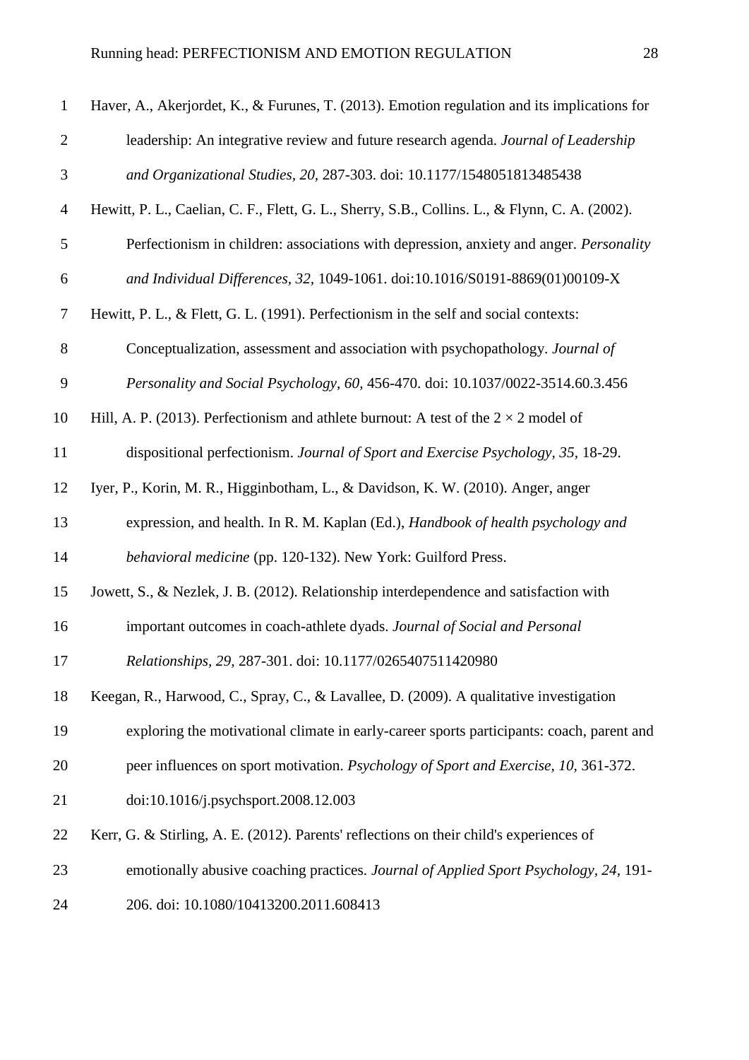Haver, A., Akerjordet, K., & Furunes, T. (2013). Emotion regulation and its implications for leadership: An integrative review and future research agenda. *Journal of Leadership and Organizational Studies, 20,* 287-303. doi: 10.1177/1548051813485438

Hewitt, P. L., Caelian, C. F., Flett, G. L., Sherry, S.B., Collins. L., & Flynn, C. A. (2002). Perfectionism in children: associations with depression, anxiety and anger. *Personality and Individual Differences, 32,* 1049-1061. doi:10.1016/S0191-8869(01)00109-X

Hewitt, P. L., & Flett, G. L. (1991). Perfectionism in the self and social contexts: Conceptualization, assessment and association with psychopathology. *Journal of Personality and Social Psychology, 60,* 456-470. doi: 10.1037/0022-3514.60.3.456

Hill, A. P. (2013). Perfectionism and athlete burnout: A test of the 2 × 2 model of dispositional perfectionism. *Journal of Sport and Exercise Psychology, 35,* 18-29.

Iyer, P., Korin, M. R., Higginbotham, L., & Davidson, K. W. (2010). Anger, anger expression, and health. In R. M. Kaplan (Ed.), *Handbook of health psychology and behavioral medicine* (pp. 120-132). New York: Guilford Press.

Jowett, S., & Nezlek, J. B. (2012). Relationship interdependence and satisfaction with important outcomes in coach-athlete dyads. *Journal of Social and Personal Relationships, 29,* 287-301. doi: 10.1177/0265407511420980

Keegan, R., Harwood, C., Spray, C., & Lavallee, D. (2009). A qualitative investigation exploring the motivational climate in early-career sports participants: coach, parent and peer influences on sport motivation. *Psychology of Sport and Exercise, 10,* 361-372. doi:10.1016/j.psychsport.2008.12.003

Kerr, G. & Stirling, A. E. (2012). Parents' reflections on their child's experiences of emotionally abusive coaching practices. *Journal of Applied Sport Psychology, 24,* 191-206. doi: 10.1080/10413200.2011.608413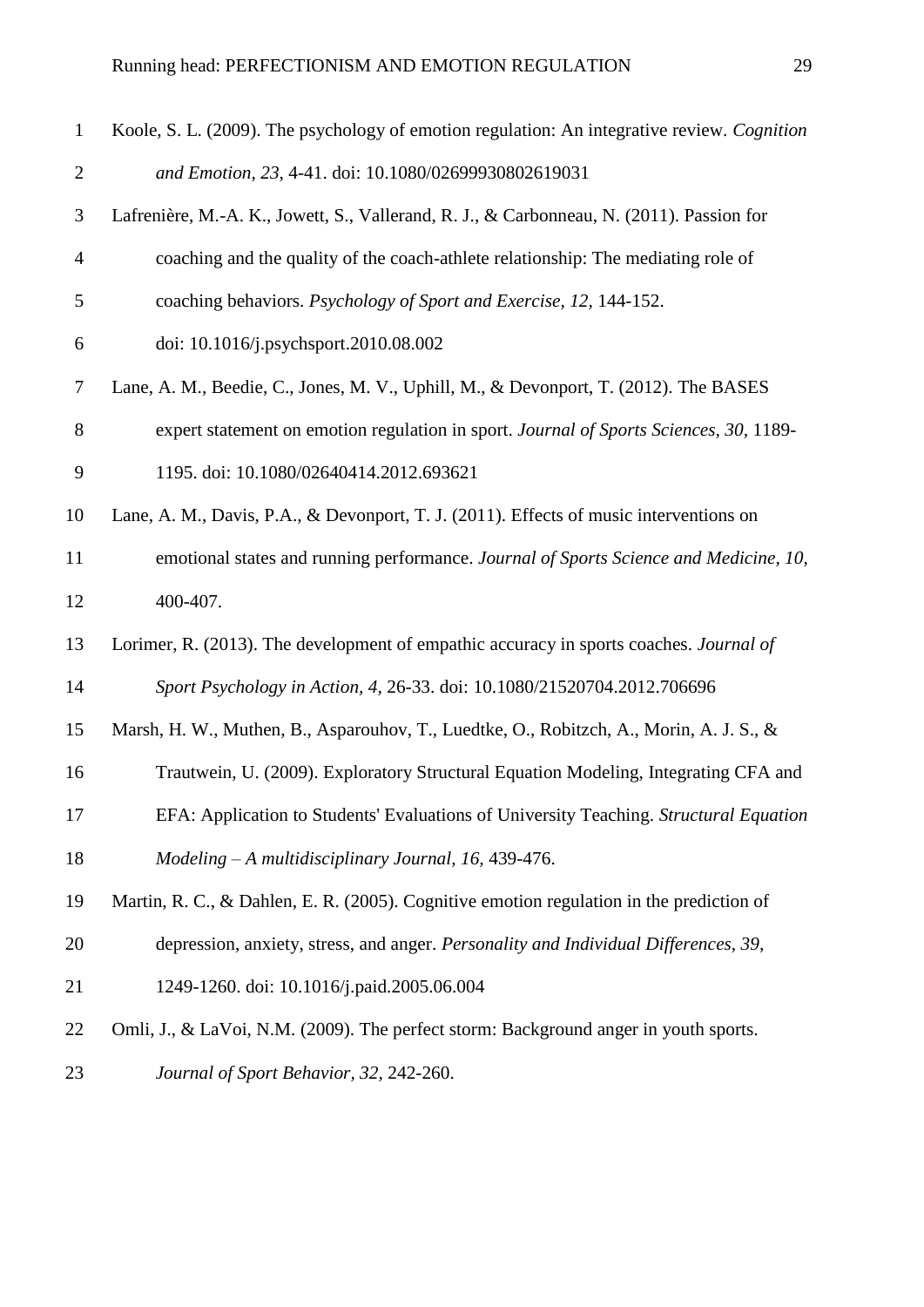Koole, S. L. (2009). The psychology of emotion regulation: An integrative review. *Cognition and Emotion*, *23*, 4-41. doi: 10.1080/02699930802619031

Lafrenière, M.-A. K., Jowett, S., Vallerand, R. J., & Carbonneau, N. (2011). Passion for coaching and the quality of the coach-athlete relationship: The mediating role of coaching behaviors. *Psychology of Sport and Exercise*, *12*, 144-152. doi: 10.1016/j.psychsport.2010.08.002

Lane, A. M., Beedie, C., Jones, M. V., Uphill, M., & Devonport, T. (2012). The BASES expert statement on emotion regulation in sport. *Journal of Sports Sciences, 30*, 1189-1195. doi: 10.1080/02640414.2012.693621

Lane, A. M., Davis, P.A., & Devonport, T. J. (2011). Effects of music interventions on emotional states and running performance. *Journal of Sports Science and Medicine, 10*, 400-407.

Lorimer, R. (2013). The development of empathic accuracy in sports coaches. *Journal of Sport Psychology in Action, 4*, 26-33. doi: 10.1080/21520704.2012.706696

Marsh, H. W., Muthen, B., Asparouhov, T., Luedtke, O., Robitzch, A., Morin, A. J. S., & Trautwein, U. (2009). Exploratory Structural Equation Modeling, Integrating CFA and EFA: Application to Students' Evaluations of University Teaching. *Structural Equation Modeling – A multidisciplinary Journal, 16,* 439-476.

Martin, R. C., & Dahlen, E. R. (2005). Cognitive emotion regulation in the prediction of depression, anxiety, stress, and anger. *Personality and Individual Differences*, *39*, 1249-1260. doi: 10.1016/j.paid.2005.06.004

Omli, J., & LaVoi, N.M. (2009). The perfect storm: Background anger in youth sports. *Journal of Sport Behavior, 32,* 242-260.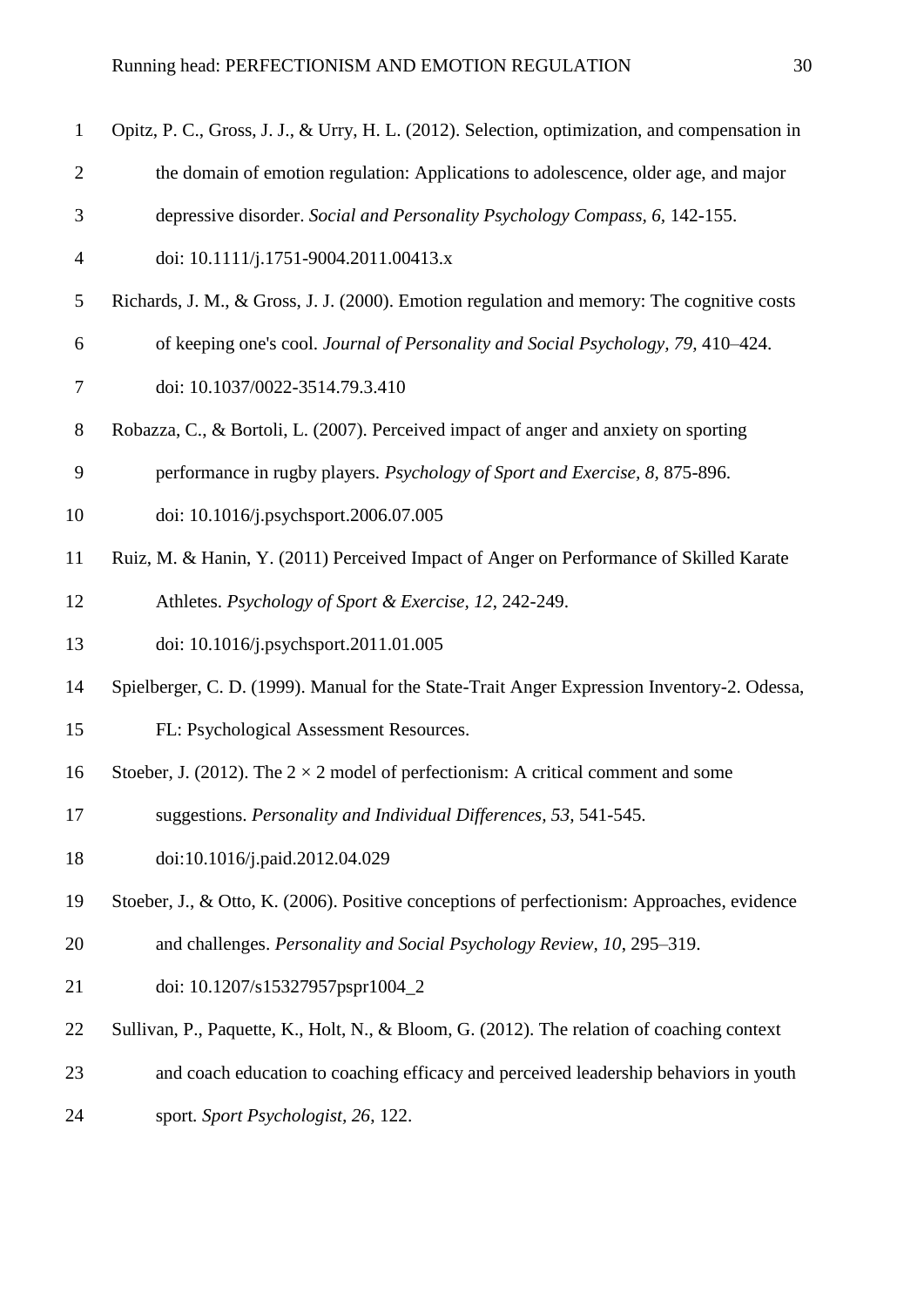Opitz, P. C., Gross, J. J., & Urry, H. L. (2012). Selection, optimization, and compensation in the domain of emotion regulation: Applications to adolescence, older age, and major depressive disorder. *Social and Personality Psychology Compass, 6*, 142-155. doi: 10.1111/j.1751-9004.2011.00413.x

Richards, J. M., & Gross, J. J. (2000). Emotion regulation and memory: The cognitive costs of keeping one's cool. *Journal of Personality and Social Psychology, 79*, 410–424. doi: 10.1037/0022-3514.79.3.410

Robazza, C., & Bortoli, L. (2007). Perceived impact of anger and anxiety on sporting performance in rugby players. *Psychology of Sport and Exercise, 8*, 875-896. doi: 10.1016/j.psychsport.2006.07.005

Ruiz, M. & Hanin, Y. (2011) Perceived Impact of Anger on Performance of Skilled Karate Athletes. *Psychology of Sport & Exercise, 12*, 242-249. doi: 10.1016/j.psychsport.2011.01.005

Spielberger, C. D. (1999). Manual for the State-Trait Anger Expression Inventory-2. Odessa, FL: Psychological Assessment Resources.

Stoeber, J. (2012). The 2 × 2 model of perfectionism: A critical comment and some suggestions. *Personality and Individual Differences, 53*, 541-545. doi:10.1016/j.paid.2012.04.029

Stoeber, J., & Otto, K. (2006). Positive conceptions of perfectionism: Approaches, evidence and challenges. *Personality and Social Psychology Review, 10*, 295–319. doi: 10.1207/s15327957pspr1004_2

Sullivan, P., Paquette, K., Holt, N., & Bloom, G. (2012). The relation of coaching context and coach education to coaching efficacy and perceived leadership behaviors in youth sport. *Sport Psychologist, 26*, 122.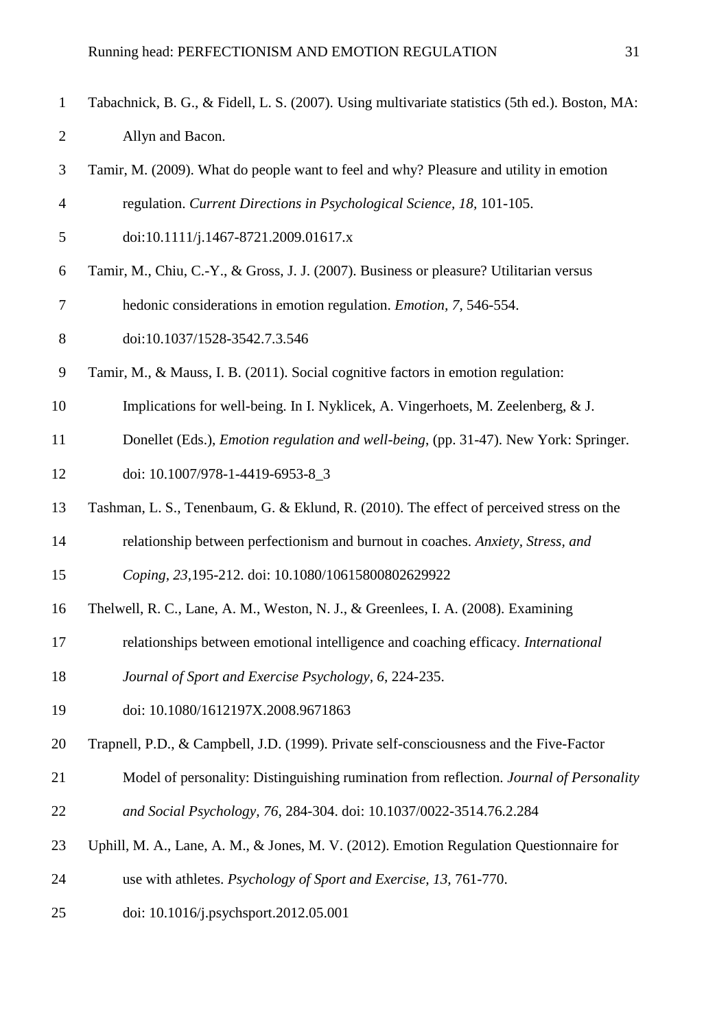Tabachnick, B. G., & Fidell, L. S. (2007). Using multivariate statistics (5th ed.). Boston, MA: Allyn and Bacon.

Tamir, M. (2009). What do people want to feel and why? Pleasure and utility in emotion regulation. *Current Directions in Psychological Science, 18*, 101-105. doi:10.1111/j.1467-8721.2009.01617.x

Tamir, M., Chiu, C.-Y., & Gross, J. J. (2007). Business or pleasure? Utilitarian versus hedonic considerations in emotion regulation. *Emotion, 7*, 546-554. doi:10.1037/1528-3542.7.3.546

Tamir, M., & Mauss, I. B. (2011). Social cognitive factors in emotion regulation: Implications for well-being. In I. Nyklicek, A. Vingerhoets, M. Zeelenberg, & J. Donellet (Eds.), *Emotion regulation and well-being*, (pp. 31-47). New York: Springer. doi: 10.1007/978-1-4419-6953-8_3

Tashman, L. S., Tenenbaum, G. & Eklund, R. (2010). The effect of perceived stress on the relationship between perfectionism and burnout in coaches. *Anxiety, Stress, and Coping, 23*,195-212. doi: 10.1080/10615800802629922

Thelwell, R. C., Lane, A. M., Weston, N. J., & Greenlees, I. A. (2008). Examining relationships between emotional intelligence and coaching efficacy. *International Journal of Sport and Exercise Psychology, 6*, 224-235. doi: 10.1080/1612197X.2008.9671863

Trapnell, P.D., & Campbell, J.D. (1999). Private self-consciousness and the Five-Factor Model of personality: Distinguishing rumination from reflection. *Journal of Personality and Social Psychology, 76*, 284-304. doi: 10.1037/0022-3514.76.2.284

Uphill, M. A., Lane, A. M., & Jones, M. V. (2012). Emotion Regulation Questionnaire for use with athletes. *Psychology of Sport and Exercise, 13*, 761-770. doi: 10.1016/j.psychsport.2012.05.001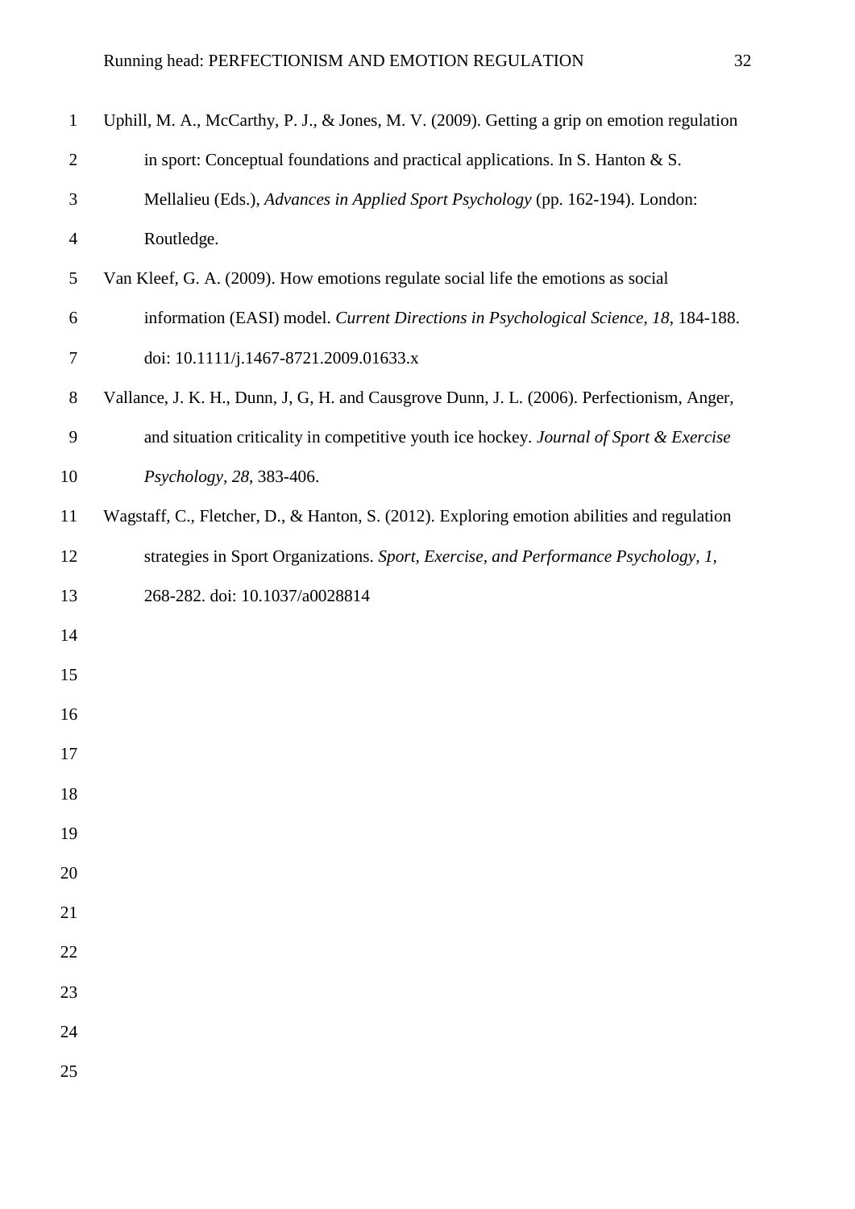Uphill, M. A., McCarthy, P. J., & Jones, M. V. (2009). Getting a grip on emotion regulation in sport: Conceptual foundations and practical applications. In S. Hanton & S. Mellalieu (Eds.), *Advances in Applied Sport Psychology* (pp. 162-194). London: Routledge.

Van Kleef, G. A. (2009). How emotions regulate social life the emotions as social information (EASI) model. *Current Directions in Psychological Science, 18*, 184-188. doi: 10.1111/j.1467-8721.2009.01633.x

Vallance, J. K. H., Dunn, J, G, H. and Causgrove Dunn, J. L. (2006). Perfectionism, Anger, and situation criticality in competitive youth ice hockey. *Journal of Sport & Exercise Psychology, 28*, 383-406.

Wagstaff, C., Fletcher, D., & Hanton, S. (2012). Exploring emotion abilities and regulation strategies in Sport Organizations. *Sport, Exercise, and Performance Psychology, 1*, 268-282. doi: 10.1037/a0028814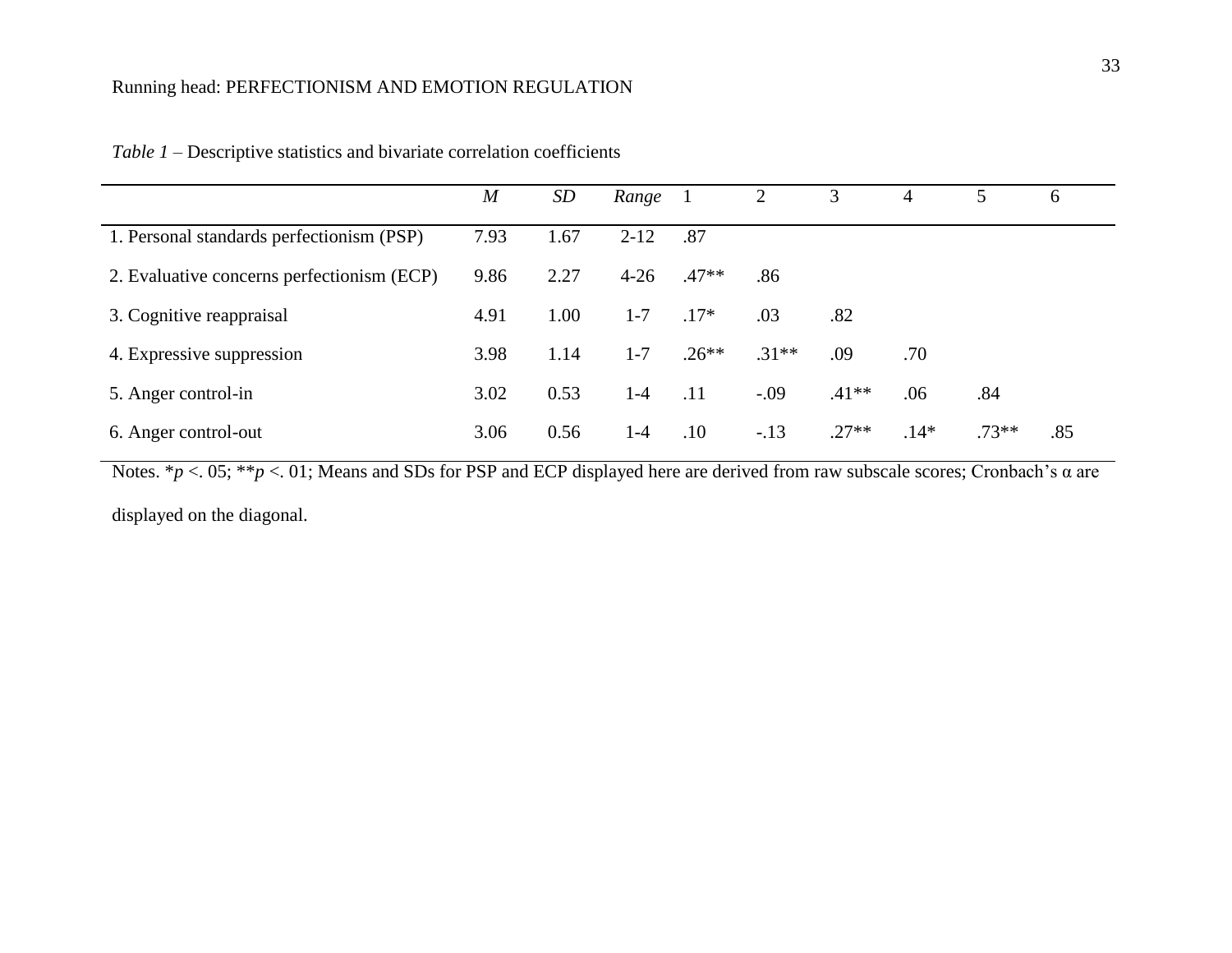*Table 1* – Descriptive statistics and bivariate correlation coefficients

| | *M* | *SD* | *Range* | 1 | 2 | 3 | 4 | 5 | 6 |
|---|---|---|---|---|---|---|---|---|---|
| 1. Personal standards perfectionism (PSP) | 7.93 | 1.67 | 2-12 | .87 | | | | | |
| 2. Evaluative concerns perfectionism (ECP) | 9.86 | 2.27 | 4-26 | .47** | .86 | | | | |
| 3. Cognitive reappraisal | 4.91 | 1.00 | 1-7 | .17* | .03 | .82 | | | |
| 4. Expressive suppression | 3.98 | 1.14 | 1-7 | .26** | .31** | .09 | .70 | | |
| 5. Anger control-in | 3.02 | 0.53 | 1-4 | .11 | -.09 | .41** | .06 | .84 | |
| 6. Anger control-out | 3.06 | 0.56 | 1-4 | .10 | -.13 | .27** | .14* | .73** | .85 |

Notes. *$p$ <. 05; **$p$ <. 01; Means and SDs for PSP and ECP displayed here are derived from raw subscale scores; Cronbach's α are displayed on the diagonal.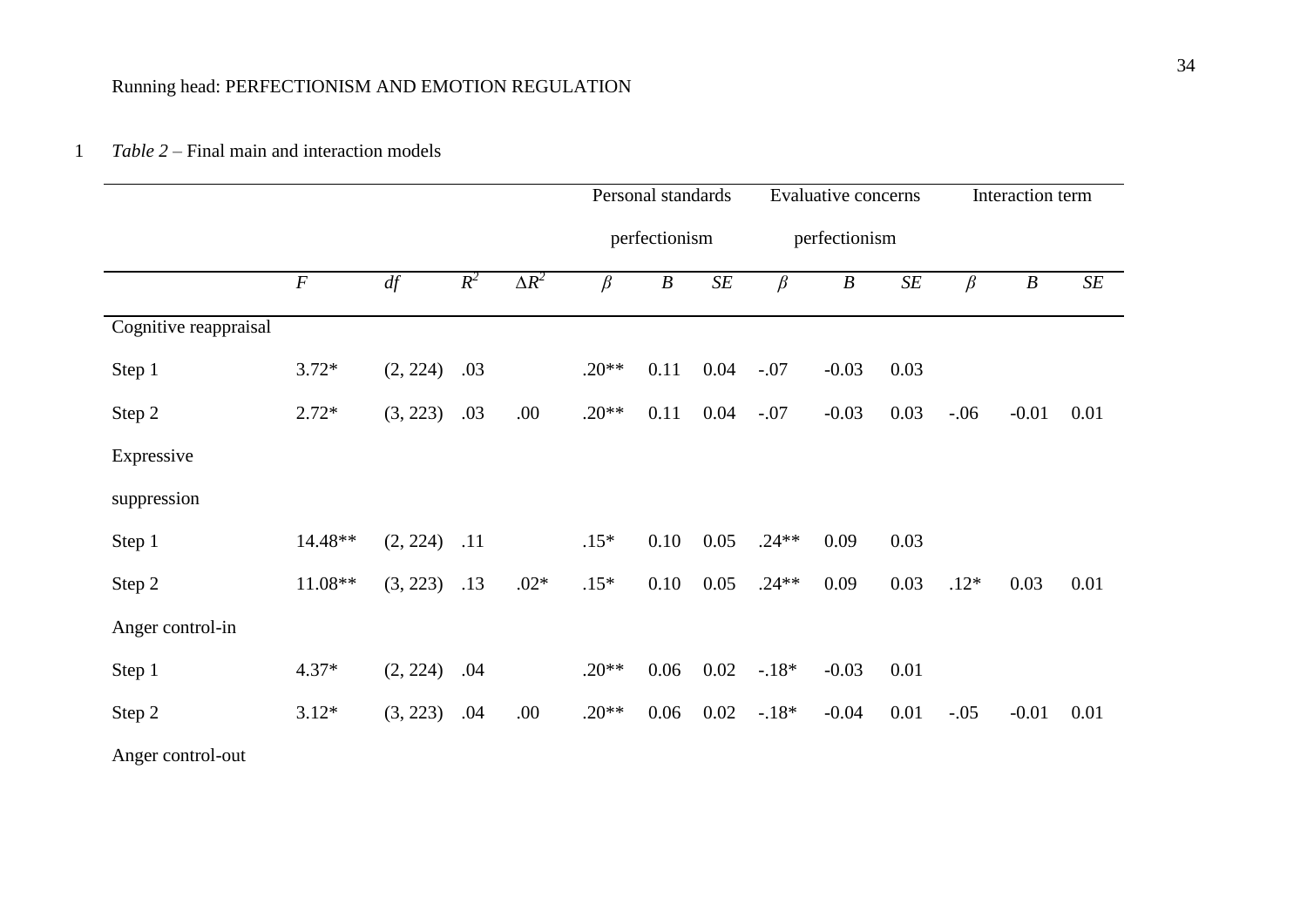*Table 2* – Final main and interaction models

| | | | | | Personal standards perfectionism | | | Evaluative concerns perfectionism | | | Interaction term | | |
|---|---|---|---|---|---|---|---|---|---|---|---|---|---|
| | *F* | *df* | $R^2$ | $\Delta R^2$ | *β* | *B* | *SE* | *β* | *B* | *SE* | *β* | *B* | *SE* |
| Cognitive reappraisal | | | | | | | | | | | | | |
| Step 1 | 3.72* | (2, 224) | .03 | | .20** | 0.11 | 0.04 | -.07 | -0.03 | 0.03 | | | |
| Step 2 | 2.72* | (3, 223) | .03 | .00 | .20** | 0.11 | 0.04 | -.07 | -0.03 | 0.03 | -.06 | -0.01 | 0.01 |
| Expressive suppression | | | | | | | | | | | | | |
| Step 1 | 14.48** | (2, 224) | .11 | | .15* | 0.10 | 0.05 | .24** | 0.09 | 0.03 | | | |
| Step 2 | 11.08** | (3, 223) | .13 | .02* | .15* | 0.10 | 0.05 | .24** | 0.09 | 0.03 | .12* | 0.03 | 0.01 |
| Anger control-in | | | | | | | | | | | | | |
| Step 1 | 4.37* | (2, 224) | .04 | | .20** | 0.06 | 0.02 | -.18* | -0.03 | 0.01 | | | |
| Step 2 | 3.12* | (3, 223) | .04 | .00 | .20** | 0.06 | 0.02 | -.18* | -0.04 | 0.01 | -.05 | -0.01 | 0.01 |
| Anger control-out | | | | | | | | | | | | | |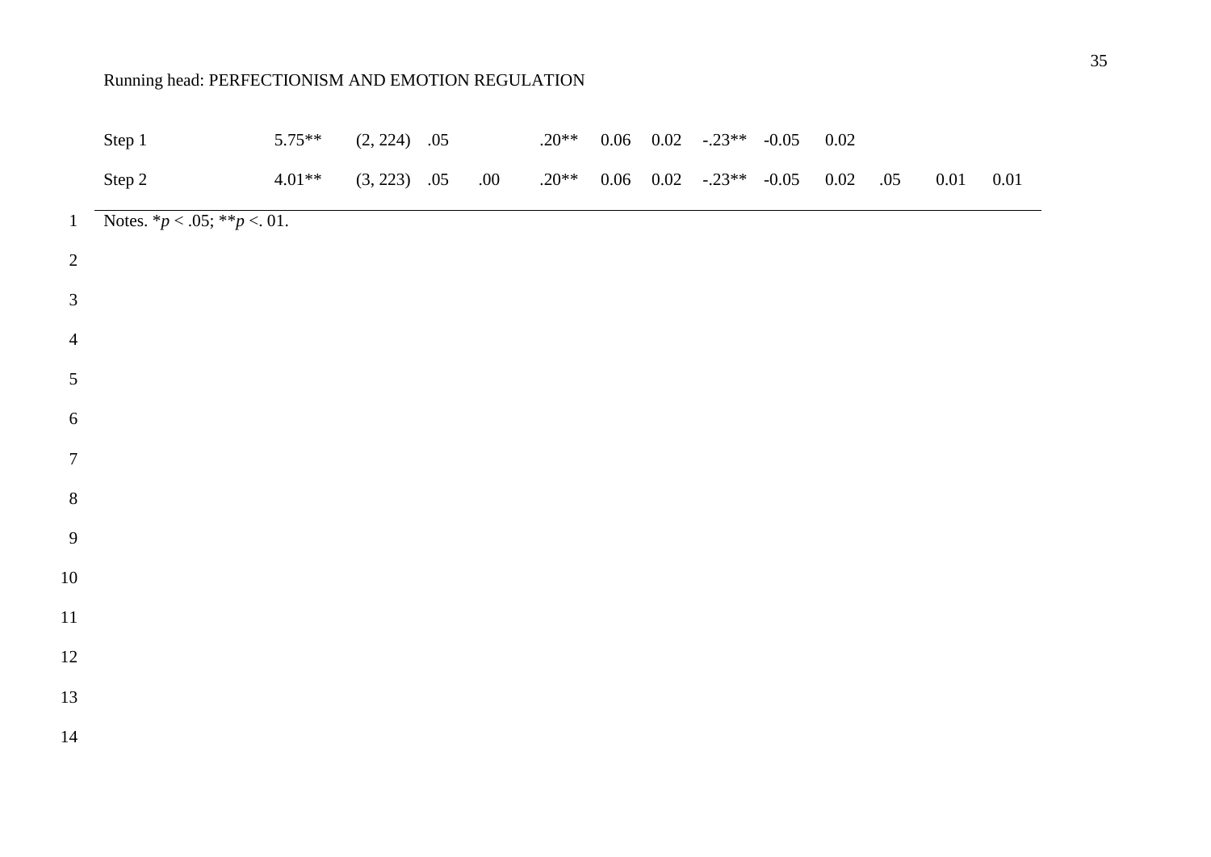| | | | | | | | | | | | | | |
|---|---|---|---|---|---|---|---|---|---|---|---|---|---|
| Step 1 | 5.75** | (2, 224) | .05 | | .20** | 0.06 | 0.02 | -.23** | -0.05 | 0.02 | | | |
| Step 2 | 4.01** | (3, 223) | .05 | .00 | .20** | 0.06 | 0.02 | -.23** | -0.05 | 0.02 | .05 | 0.01 | 0.01 |

Notes. *$p$ < .05; **$p$ <. 01.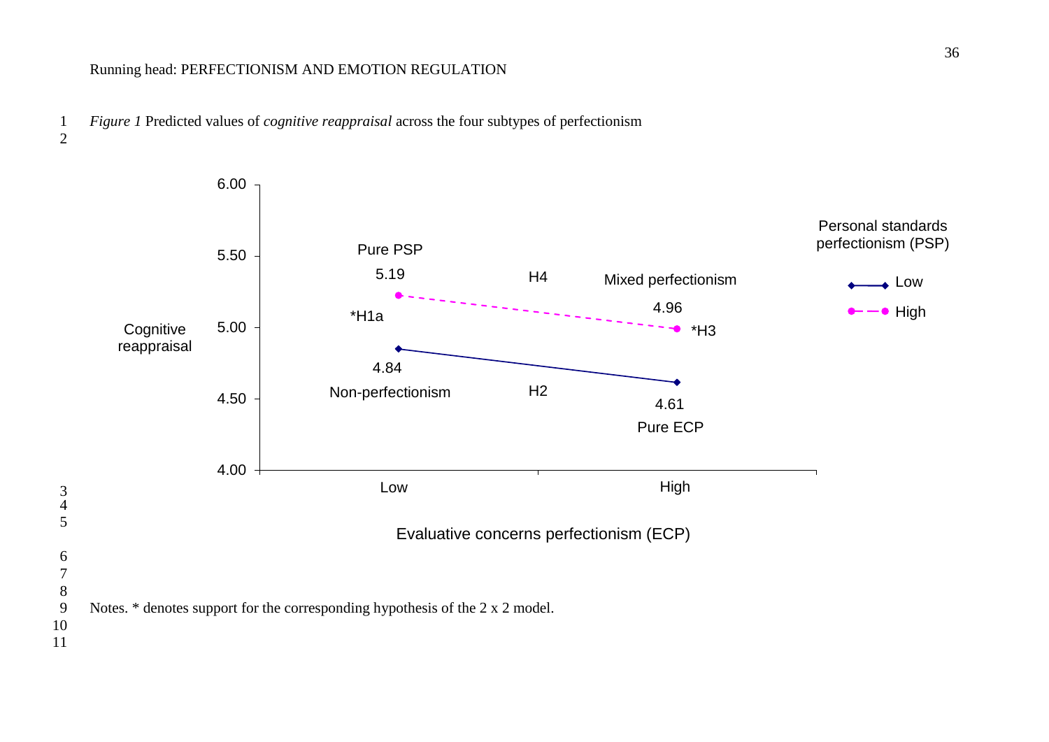*Figure 1* Predicted values of *cognitive reappraisal* across the four subtypes of perfectionism

Notes. * denotes support for the corresponding hypothesis of the 2 x 2 model.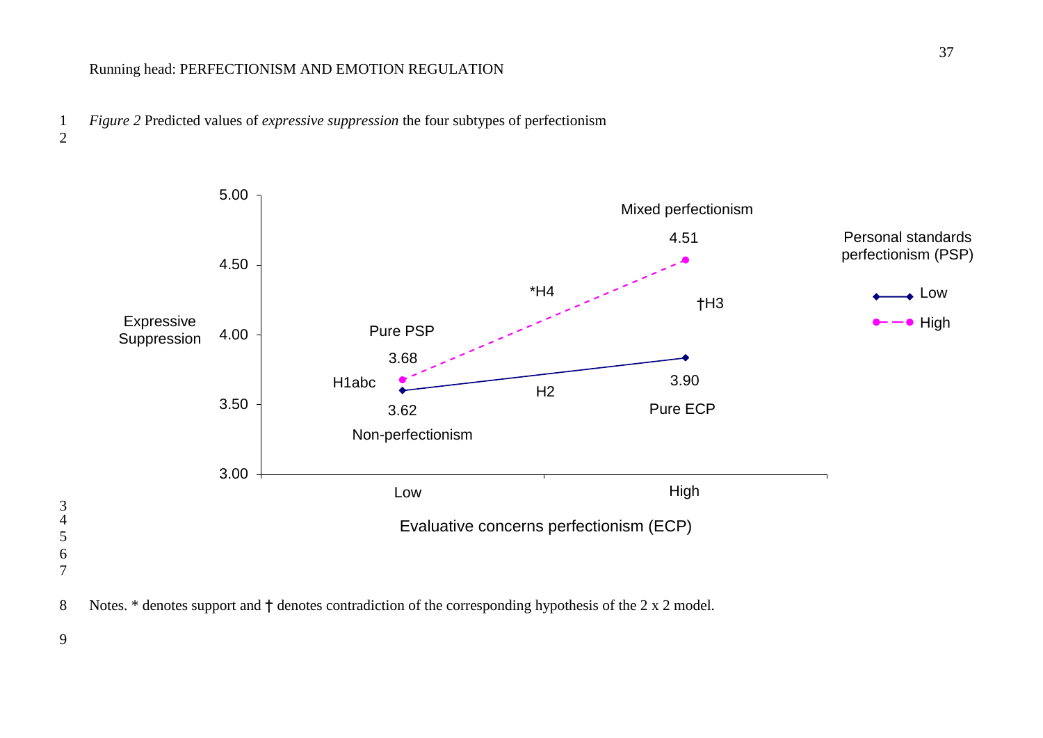*Figure 2* Predicted values of *expressive suppression* the four subtypes of perfectionism

Notes. * denotes support and † denotes contradiction of the corresponding hypothesis of the 2 x 2 model.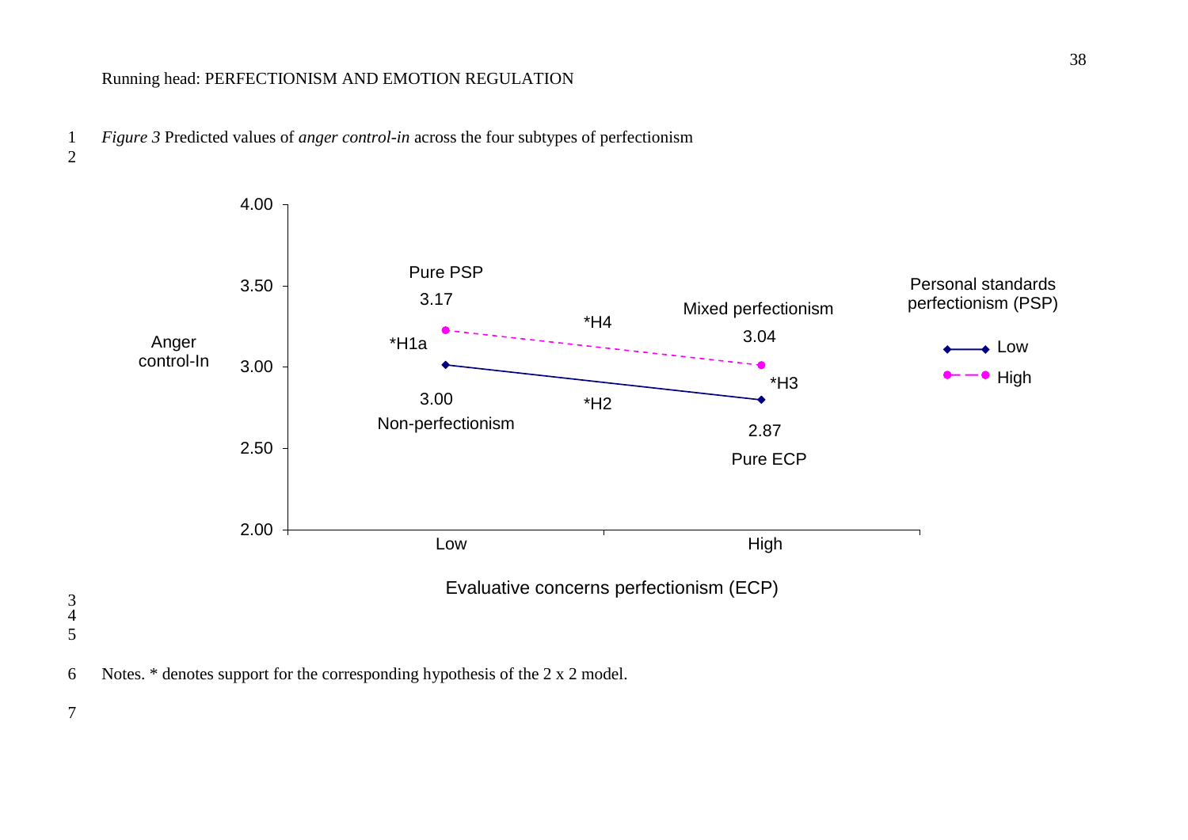*Figure 3* Predicted values of *anger control-in* across the four subtypes of perfectionism

Notes. * denotes support for the corresponding hypothesis of the 2 x 2 model.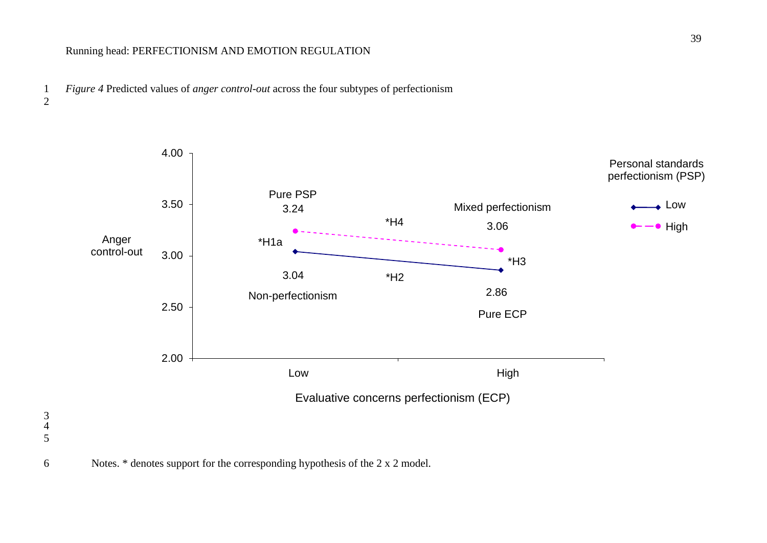*Figure 4* Predicted values of *anger control-out* across the four subtypes of perfectionism

4.00
3.50
3.00
2.50
2.00

Anger control-out

Pure PSP
3.24
*H1a
3.04
Non-perfectionism
*H4
*H2
Mixed perfectionism
3.06
*H3
2.86
Pure ECP

Low
High
Evaluative concerns perfectionism (ECP)

Personal standards perfectionism (PSP)
Low
High

Notes. * denotes support for the corresponding hypothesis of the 2 x 2 model.